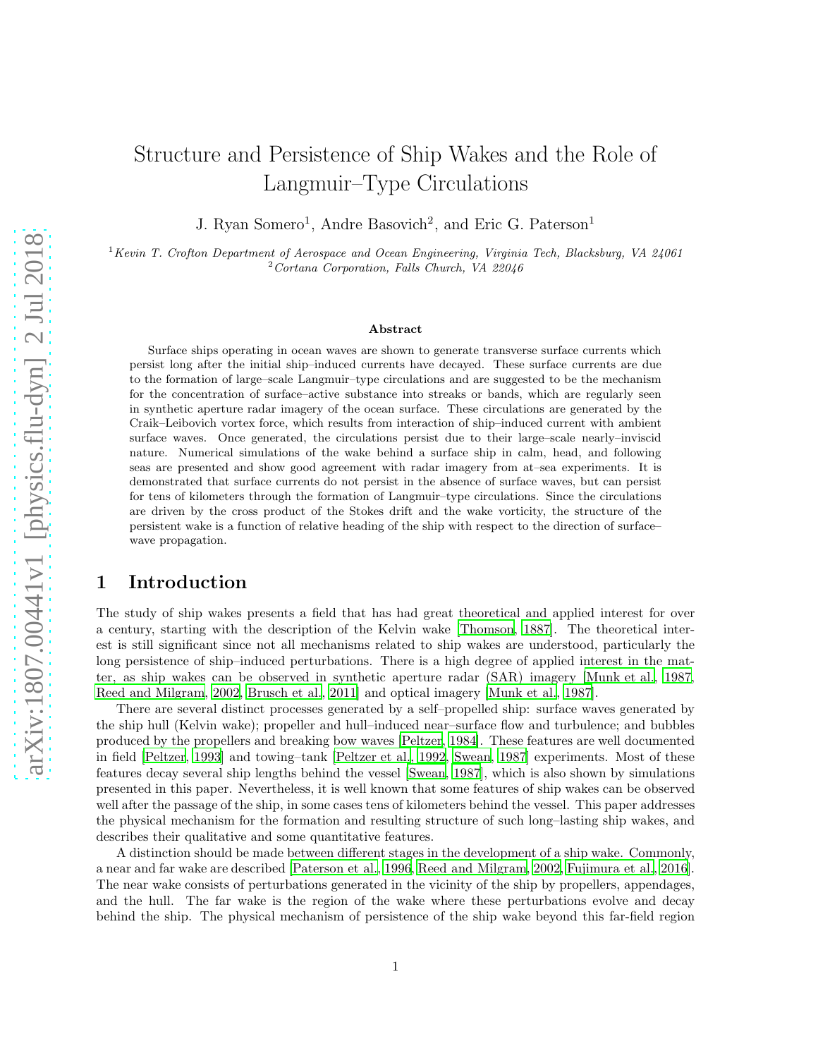# Structure and Persistence of Ship Wakes and the Role of Langmuir–Type Circulations

J. Ryan Somero[1], Andre Basovich[2], and Eric G. Paterson[1]

[1]*Kevin T. Crofton Department of Aerospace and Ocean Engineering, Virginia Tech, Blacksburg, VA 24061*
[2]*Cortana Corporation, Falls Church, VA 22046*

**Abstract**

Surface ships operating in ocean waves are shown to generate transverse surface currents which persist long after the initial ship–induced currents have decayed. These surface currents are due to the formation of large–scale Langmuir–type circulations and are suggested to be the mechanism for the concentration of surface–active substance into streaks or bands, which are regularly seen in synthetic aperture radar imagery of the ocean surface. These circulations are generated by the Craik–Leibovich vortex force, which results from interaction of ship–induced current with ambient surface waves. Once generated, the circulations persist due to their large–scale nearly–inviscid nature. Numerical simulations of the wake behind a surface ship in calm, head, and following seas are presented and show good agreement with radar imagery from at–sea experiments. It is demonstrated that surface currents do not persist in the absence of surface waves, but can persist for tens of kilometers through the formation of Langmuir–type circulations. Since the circulations are driven by the cross product of the Stokes drift and the wake vorticity, the structure of the persistent wake is a function of relative heading of the ship with respect to the direction of surface–wave propagation.

## 1 Introduction

The study of ship wakes presents a field that has had great theoretical and applied interest for over a century, starting with the description of the Kelvin wake [Thomson, 1887]. The theoretical interest is still significant since not all mechanisms related to ship wakes are understood, particularly the long persistence of ship–induced perturbations. There is a high degree of applied interest in the matter, as ship wakes can be observed in synthetic aperture radar (SAR) imagery [Munk et al., 1987, Reed and Milgram, 2002, Brusch et al., 2011] and optical imagery [Munk et al., 1987].

There are several distinct processes generated by a self–propelled ship: surface waves generated by the ship hull (Kelvin wake); propeller and hull–induced near–surface flow and turbulence; and bubbles produced by the propellers and breaking bow waves [Peltzer, 1984]. These features are well documented in field [Peltzer, 1993] and towing–tank [Peltzer et al., 1992, Swean, 1987] experiments. Most of these features decay several ship lengths behind the vessel [Swean, 1987], which is also shown by simulations presented in this paper. Nevertheless, it is well known that some features of ship wakes can be observed well after the passage of the ship, in some cases tens of kilometers behind the vessel. This paper addresses the physical mechanism for the formation and resulting structure of such long–lasting ship wakes, and describes their qualitative and some quantitative features.

A distinction should be made between different stages in the development of a ship wake. Commonly, a near and far wake are described [Paterson et al., 1996, Reed and Milgram, 2002, Fujimura et al., 2016]. The near wake consists of perturbations generated in the vicinity of the ship by propellers, appendages, and the hull. The far wake is the region of the wake where these perturbations evolve and decay behind the ship. The physical mechanism of persistence of the ship wake beyond this far-field region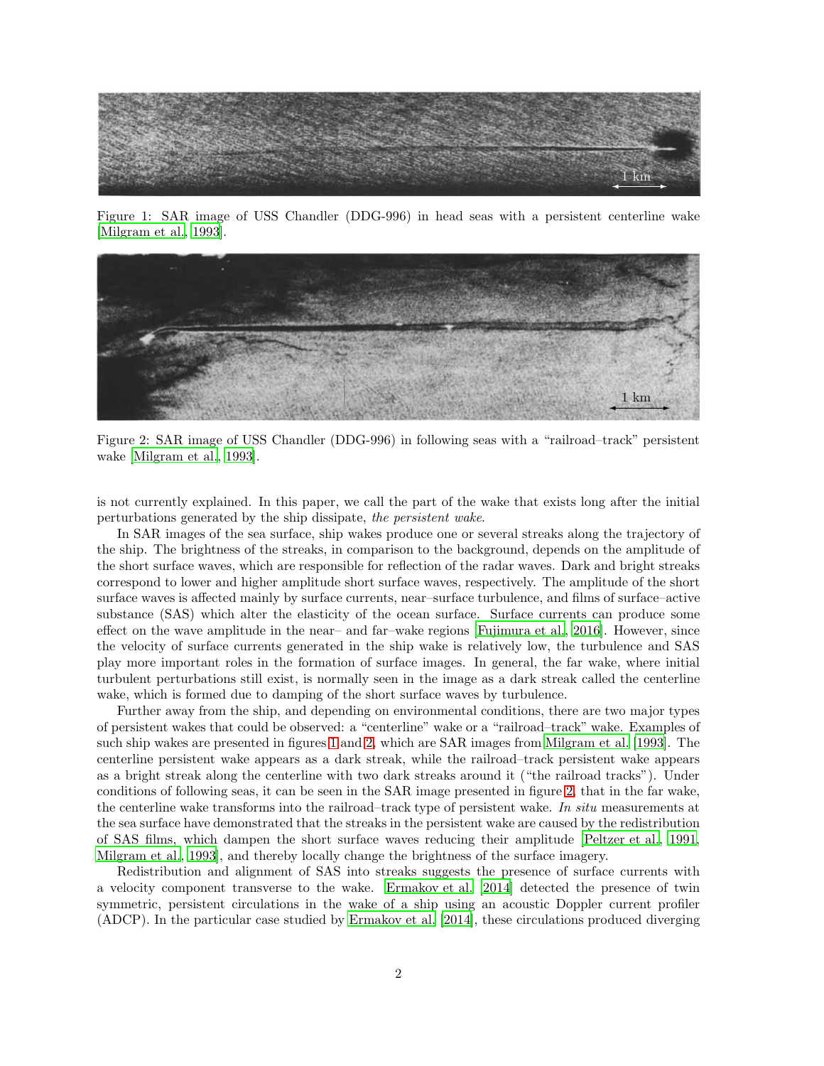Figure 1: SAR image of USS Chandler (DDG-996) in head seas with a persistent centerline wake [Milgram et al., 1993].

Figure 2: SAR image of USS Chandler (DDG-996) in following seas with a "railroad–track" persistent wake [Milgram et al., 1993].

is not currently explained. In this paper, we call the part of the wake that exists long after the initial perturbations generated by the ship dissipate, *the persistent wake*.

In SAR images of the sea surface, ship wakes produce one or several streaks along the trajectory of the ship. The brightness of the streaks, in comparison to the background, depends on the amplitude of the short surface waves, which are responsible for reflection of the radar waves. Dark and bright streaks correspond to lower and higher amplitude short surface waves, respectively. The amplitude of the short surface waves is affected mainly by surface currents, near–surface turbulence, and films of surface–active substance (SAS) which alter the elasticity of the ocean surface. Surface currents can produce some effect on the wave amplitude in the near– and far–wake regions [Fujimura et al., 2016]. However, since the velocity of surface currents generated in the ship wake is relatively low, the turbulence and SAS play more important roles in the formation of surface images. In general, the far wake, where initial turbulent perturbations still exist, is normally seen in the image as a dark streak called the centerline wake, which is formed due to damping of the short surface waves by turbulence.

Further away from the ship, and depending on environmental conditions, there are two major types of persistent wakes that could be observed: a "centerline" wake or a "railroad–track" wake. Examples of such ship wakes are presented in figures 1 and 2, which are SAR images from Milgram et al. [1993]. The centerline persistent wake appears as a dark streak, while the railroad–track persistent wake appears as a bright streak along the centerline with two dark streaks around it ("the railroad tracks"). Under conditions of following seas, it can be seen in the SAR image presented in figure 2, that in the far wake, the centerline wake transforms into the railroad–track type of persistent wake. *In situ* measurements at the sea surface have demonstrated that the streaks in the persistent wake are caused by the redistribution of SAS films, which dampen the short surface waves reducing their amplitude [Peltzer et al., 1991, Milgram et al., 1993], and thereby locally change the brightness of the surface imagery.

Redistribution and alignment of SAS into streaks suggests the presence of surface currents with a velocity component transverse to the wake. Ermakov et al. [2014] detected the presence of twin symmetric, persistent circulations in the wake of a ship using an acoustic Doppler current profiler (ADCP). In the particular case studied by Ermakov et al. [2014], these circulations produced diverging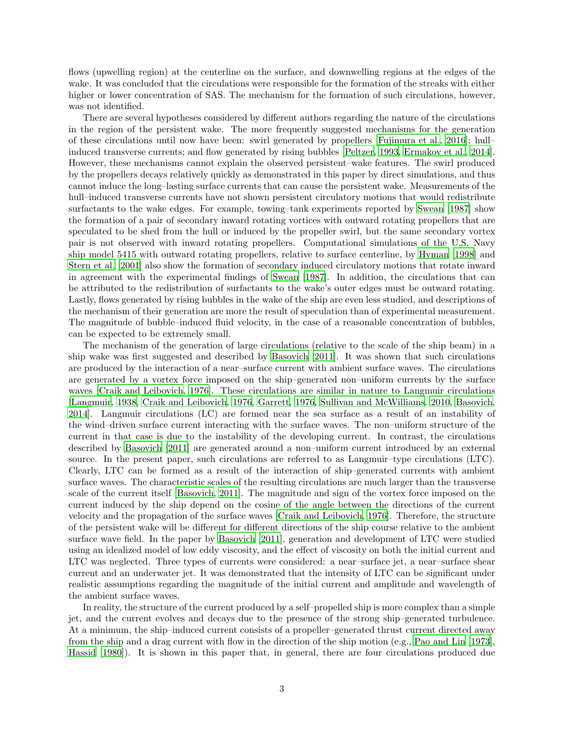flows (upwelling region) at the centerline on the surface, and downwelling regions at the edges of the wake. It was concluded that the circulations were responsible for the formation of the streaks with either higher or lower concentration of SAS. The mechanism for the formation of such circulations, however, was not identified.

There are several hypotheses considered by different authors regarding the nature of the circulations in the region of the persistent wake. The more frequently suggested mechanisms for the generation of these circulations until now have been: swirl generated by propellers [Fujimura et al., 2016]; hull–induced transverse currents; and flow generated by rising bubbles [Peltzer, 1993, Ermakov et al., 2014]. However, these mechanisms cannot explain the observed persistent–wake features. The swirl produced by the propellers decays relatively quickly as demonstrated in this paper by direct simulations, and thus cannot induce the long–lasting surface currents that can cause the persistent wake. Measurements of the hull–induced transverse currents have not shown persistent circulatory motions that would redistribute surfactants to the wake edges. For example, towing–tank experiments reported by Swean [1987] show the formation of a pair of secondary inward rotating vortices with outward rotating propellers that are speculated to be shed from the hull or induced by the propeller swirl, but the same secondary vortex pair is not observed with inward rotating propellers. Computational simulations of the U.S. Navy ship model 5415 with outward rotating propellers, relative to surface centerline, by Hyman [1998] and Stern et al. [2001] also show the formation of secondary induced circulatory motions that rotate inward in agreement with the experimental findings of Swean [1987]. In addition, the circulations that can be attributed to the redistribution of surfactants to the wake's outer edges must be outward rotating. Lastly, flows generated by rising bubbles in the wake of the ship are even less studied, and descriptions of the mechanism of their generation are more the result of speculation than of experimental measurement. The magnitude of bubble–induced fluid velocity, in the case of a reasonable concentration of bubbles, can be expected to be extremely small.

The mechanism of the generation of large circulations (relative to the scale of the ship beam) in a ship wake was first suggested and described by Basovich [2011]. It was shown that such circulations are produced by the interaction of a near–surface current with ambient surface waves. The circulations are generated by a vortex force imposed on the ship–generated non–uniform currents by the surface waves [Craik and Leibovich, 1976]. These circulations are similar in nature to Langmuir circulations [Langmuir, 1938, Craik and Leibovich, 1976, Garrett, 1976, Sullivan and McWilliams, 2010, Basovich, 2014]. Langmuir circulations (LC) are formed near the sea surface as a result of an instability of the wind–driven surface current interacting with the surface waves. The non–uniform structure of the current in that case is due to the instability of the developing current. In contrast, the circulations described by Basovich [2011] are generated around a non–uniform current introduced by an external source. In the present paper, such circulations are referred to as Langmuir–type circulations (LTC). Clearly, LTC can be formed as a result of the interaction of ship–generated currents with ambient surface waves. The characteristic scales of the resulting circulations are much larger than the transverse scale of the current itself [Basovich, 2011]. The magnitude and sign of the vortex force imposed on the current induced by the ship depend on the cosine of the angle between the directions of the current velocity and the propagation of the surface waves [Craik and Leibovich, 1976]. Therefore, the structure of the persistent wake will be different for different directions of the ship course relative to the ambient surface wave field. In the paper by Basovich [2011], generation and development of LTC were studied using an idealized model of low eddy viscosity, and the effect of viscosity on both the initial current and LTC was neglected. Three types of currents were considered: a near–surface jet, a near–surface shear current and an underwater jet. It was demonstrated that the intensity of LTC can be significant under realistic assumptions regarding the magnitude of the initial current and amplitude and wavelength of the ambient surface waves.

In reality, the structure of the current produced by a self–propelled ship is more complex than a simple jet, and the current evolves and decays due to the presence of the strong ship–generated turbulence. At a minimum, the ship–induced current consists of a propeller–generated thrust current directed away from the ship and a drag current with flow in the direction of the ship motion (e.g., Pao and Lin [1973], Hassid [1980]). It is shown in this paper that, in general, there are four circulations produced due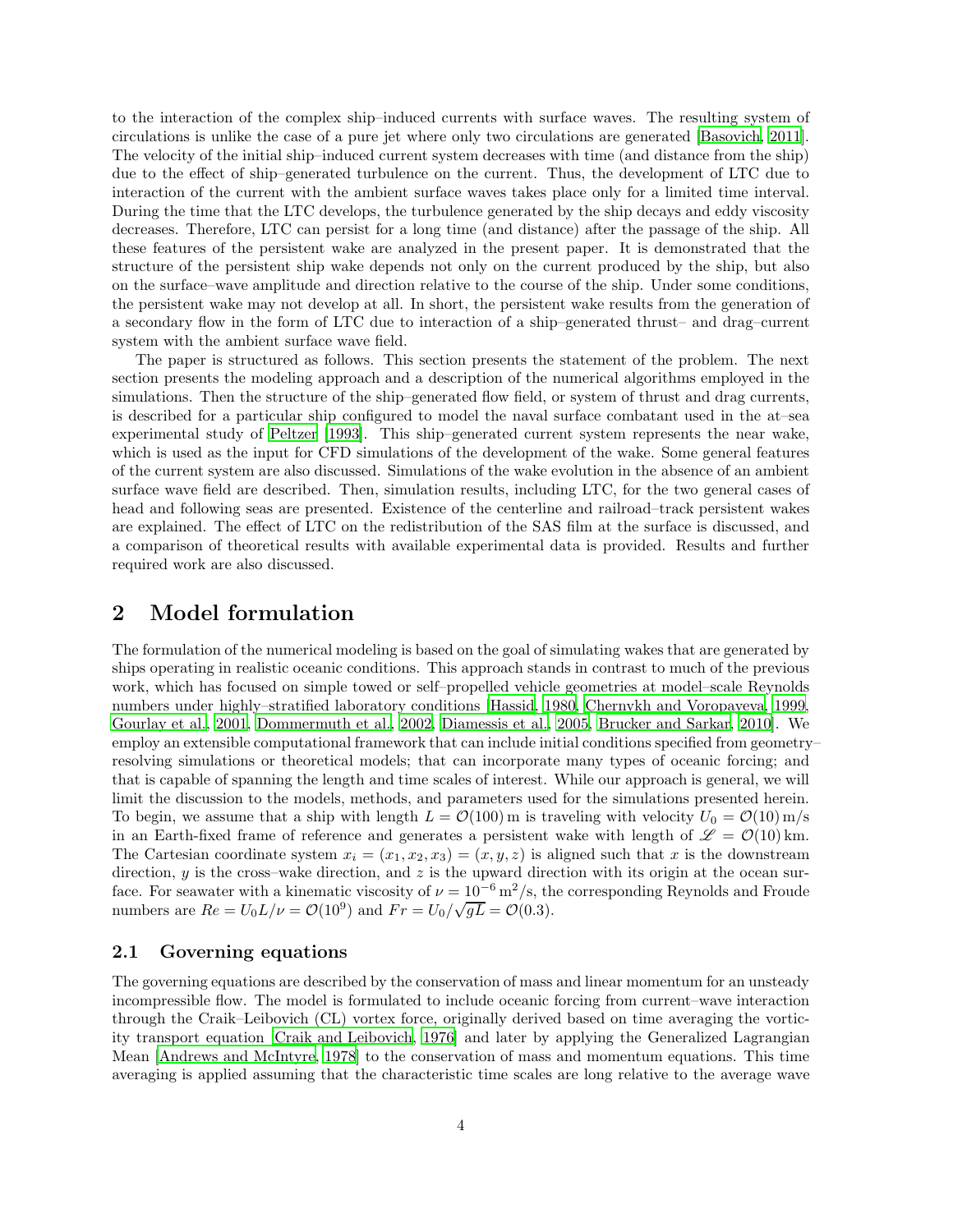to the interaction of the complex ship–induced currents with surface waves. The resulting system of circulations is unlike the case of a pure jet where only two circulations are generated [Basovich, 2011]. The velocity of the initial ship–induced current system decreases with time (and distance from the ship) due to the effect of ship–generated turbulence on the current. Thus, the development of LTC due to interaction of the current with the ambient surface waves takes place only for a limited time interval. During the time that the LTC develops, the turbulence generated by the ship decays and eddy viscosity decreases. Therefore, LTC can persist for a long time (and distance) after the passage of the ship. All these features of the persistent wake are analyzed in the present paper. It is demonstrated that the structure of the persistent ship wake depends not only on the current produced by the ship, but also on the surface–wave amplitude and direction relative to the course of the ship. Under some conditions, the persistent wake may not develop at all. In short, the persistent wake results from the generation of a secondary flow in the form of LTC due to interaction of a ship–generated thrust– and drag–current system with the ambient surface wave field.

The paper is structured as follows. This section presents the statement of the problem. The next section presents the modeling approach and a description of the numerical algorithms employed in the simulations. Then the structure of the ship–generated flow field, or system of thrust and drag currents, is described for a particular ship configured to model the naval surface combatant used in the at–sea experimental study of Peltzer [1993]. This ship–generated current system represents the near wake, which is used as the input for CFD simulations of the development of the wake. Some general features of the current system are also discussed. Simulations of the wake evolution in the absence of an ambient surface wave field are described. Then, simulation results, including LTC, for the two general cases of head and following seas are presented. Existence of the centerline and railroad–track persistent wakes are explained. The effect of LTC on the redistribution of the SAS film at the surface is discussed, and a comparison of theoretical results with available experimental data is provided. Results and further required work are also discussed.

## 2 Model formulation

The formulation of the numerical modeling is based on the goal of simulating wakes that are generated by ships operating in realistic oceanic conditions. This approach stands in contrast to much of the previous work, which has focused on simple towed or self–propelled vehicle geometries at model–scale Reynolds numbers under highly–stratified laboratory conditions [Hassid, 1980, Chernykh and Voropayeva, 1999, Gourlay et al., 2001, Dommermuth et al., 2002, Diamessis et al., 2005, Brucker and Sarkar, 2010]. We employ an extensible computational framework that can include initial conditions specified from geometry–resolving simulations or theoretical models; that can incorporate many types of oceanic forcing; and that is capable of spanning the length and time scales of interest. While our approach is general, we will limit the discussion to the models, methods, and parameters used for the simulations presented herein. To begin, we assume that a ship with length $L = \mathcal{O}(100)\,\mathrm{m}$ is traveling with velocity $U_0 = \mathcal{O}(10)\,\mathrm{m/s}$ in an Earth-fixed frame of reference and generates a persistent wake with length of $\mathscr{L} = \mathcal{O}(10)\,\mathrm{km}$. The Cartesian coordinate system $x_i = (x_1, x_2, x_3) = (x, y, z)$ is aligned such that $x$ is the downstream direction, $y$ is the cross–wake direction, and $z$ is the upward direction with its origin at the ocean surface. For seawater with a kinematic viscosity of $\nu = 10^{-6}\,\mathrm{m^2/s}$, the corresponding Reynolds and Froude numbers are $Re = U_0 L/\nu = \mathcal{O}(10^9)$ and $Fr = U_0/\sqrt{gL} = \mathcal{O}(0.3)$.

### 2.1 Governing equations

The governing equations are described by the conservation of mass and linear momentum for an unsteady incompressible flow. The model is formulated to include oceanic forcing from current–wave interaction through the Craik–Leibovich (CL) vortex force, originally derived based on time averaging the vorticity transport equation [Craik and Leibovich, 1976] and later by applying the Generalized Lagrangian Mean [Andrews and McIntyre, 1978] to the conservation of mass and momentum equations. This time averaging is applied assuming that the characteristic time scales are long relative to the average wave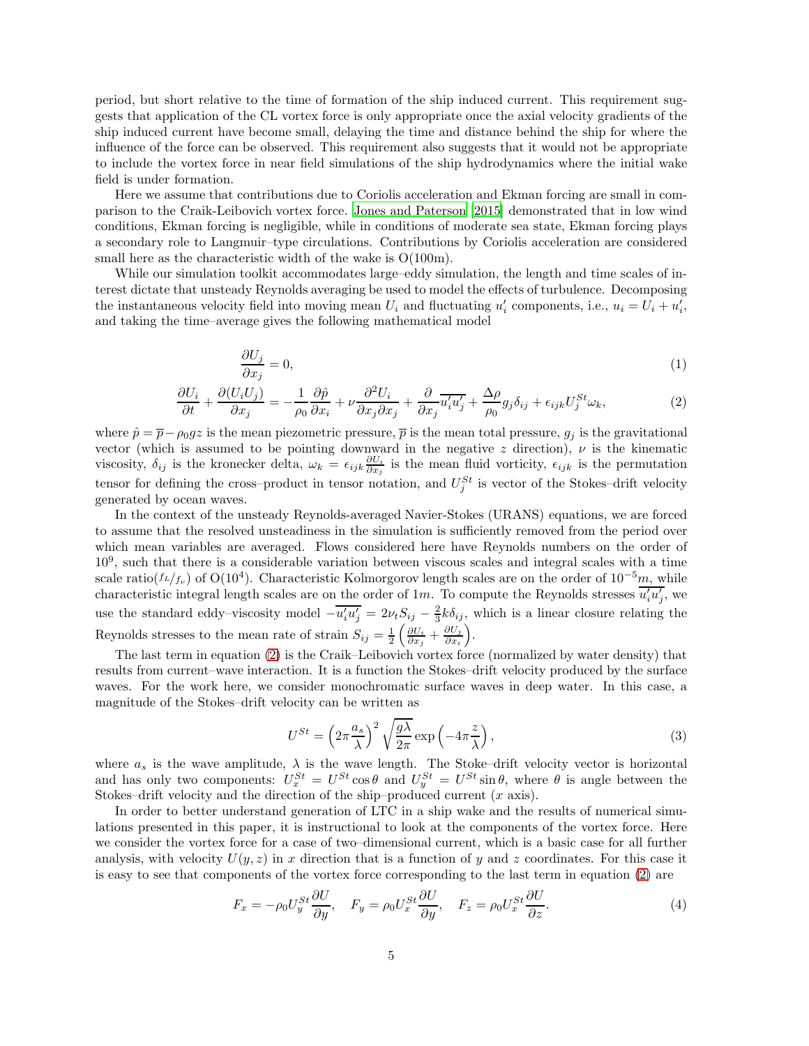period, but short relative to the time of formation of the ship induced current. This requirement suggests that application of the CL vortex force is only appropriate once the axial velocity gradients of the ship induced current have become small, delaying the time and distance behind the ship for where the influence of the force can be observed. This requirement also suggests that it would not be appropriate to include the vortex force in near field simulations of the ship hydrodynamics where the initial wake field is under formation.

Here we assume that contributions due to Coriolis acceleration and Ekman forcing are small in comparison to the Craik-Leibovich vortex force. Jones and Paterson [2015] demonstrated that in low wind conditions, Ekman forcing is negligible, while in conditions of moderate sea state, Ekman forcing plays a secondary role to Langmuir–type circulations. Contributions by Coriolis acceleration are considered small here as the characteristic width of the wake is O(100m).

While our simulation toolkit accommodates large–eddy simulation, the length and time scales of interest dictate that unsteady Reynolds averaging be used to model the effects of turbulence. Decomposing the instantaneous velocity field into moving mean $U_i$ and fluctuating $u_i'$ components, i.e., $u_i = U_i + u_i'$, and taking the time–average gives the following mathematical model

$$\frac{\partial U_j}{\partial x_j} = 0, \tag{1}$$

$$\frac{\partial U_i}{\partial t} + \frac{\partial (U_i U_j)}{\partial x_j} = -\frac{1}{\rho_0}\frac{\partial \hat{p}}{\partial x_i} + \nu \frac{\partial^2 U_i}{\partial x_j \partial x_j} + \frac{\partial}{\partial x_j}\overline{u_i' u_j'} + \frac{\Delta \rho}{\rho_0} g_j \delta_{ij} + \epsilon_{ijk} U_j^{St} \omega_k, \tag{2}$$

where $\hat{p} = \overline{p} - \rho_0 g z$ is the mean piezometric pressure, $\overline{p}$ is the mean total pressure, $g_j$ is the gravitational vector (which is assumed to be pointing downward in the negative $z$ direction), $\nu$ is the kinematic viscosity, $\delta_{ij}$ is the kronecker delta, $\omega_k = \epsilon_{ijk} \frac{\partial U_i}{\partial x_j}$ is the mean fluid vorticity, $\epsilon_{ijk}$ is the permutation tensor for defining the cross–product in tensor notation, and $U_j^{St}$ is vector of the Stokes–drift velocity generated by ocean waves.

In the context of the unsteady Reynolds-averaged Navier-Stokes (URANS) equations, we are forced to assume that the resolved unsteadiness in the simulation is sufficiently removed from the period over which mean variables are averaged. Flows considered here have Reynolds numbers on the order of $10^9$, such that there is a considerable variation between viscous scales and integral scales with a time scale ratio($f_L/f_\nu$) of O($10^4$). Characteristic Kolmorgorov length scales are on the order of $10^{-5}m$, while characteristic integral length scales are on the order of $1m$. To compute the Reynolds stresses $\overline{u_i' u_j'}$, we use the standard eddy–viscosity model $-\overline{u_i' u_j'} = 2\nu_t S_{ij} - \frac{2}{3}k\delta_{ij}$, which is a linear closure relating the Reynolds stresses to the mean rate of strain $S_{ij} = \frac{1}{2}\left(\frac{\partial U_i}{\partial x_j} + \frac{\partial U_j}{\partial x_i}\right)$.

The last term in equation (2) is the Craik–Leibovich vortex force (normalized by water density) that results from current–wave interaction. It is a function the Stokes–drift velocity produced by the surface waves. For the work here, we consider monochromatic surface waves in deep water. In this case, a magnitude of the Stokes–drift velocity can be written as

$$U^{St} = \left(2\pi \frac{a_s}{\lambda}\right)^2 \sqrt{\frac{g\lambda}{2\pi}} \exp\left(-4\pi \frac{z}{\lambda}\right), \tag{3}$$

where $a_s$ is the wave amplitude, $\lambda$ is the wave length. The Stoke–drift velocity vector is horizontal and has only two components: $U_x^{St} = U^{St}\cos\theta$ and $U_y^{St} = U^{St}\sin\theta$, where $\theta$ is angle between the Stokes–drift velocity and the direction of the ship–produced current ($x$ axis).

In order to better understand generation of LTC in a ship wake and the results of numerical simulations presented in this paper, it is instructional to look at the components of the vortex force. Here we consider the vortex force for a case of two–dimensional current, which is a basic case for all further analysis, with velocity $U(y, z)$ in $x$ direction that is a function of $y$ and $z$ coordinates. For this case it is easy to see that components of the vortex force corresponding to the last term in equation (2) are

$$F_x = -\rho_0 U_y^{St} \frac{\partial U}{\partial y}, \quad F_y = \rho_0 U_x^{St} \frac{\partial U}{\partial y}, \quad F_z = \rho_0 U_x^{St} \frac{\partial U}{\partial z}. \tag{4}$$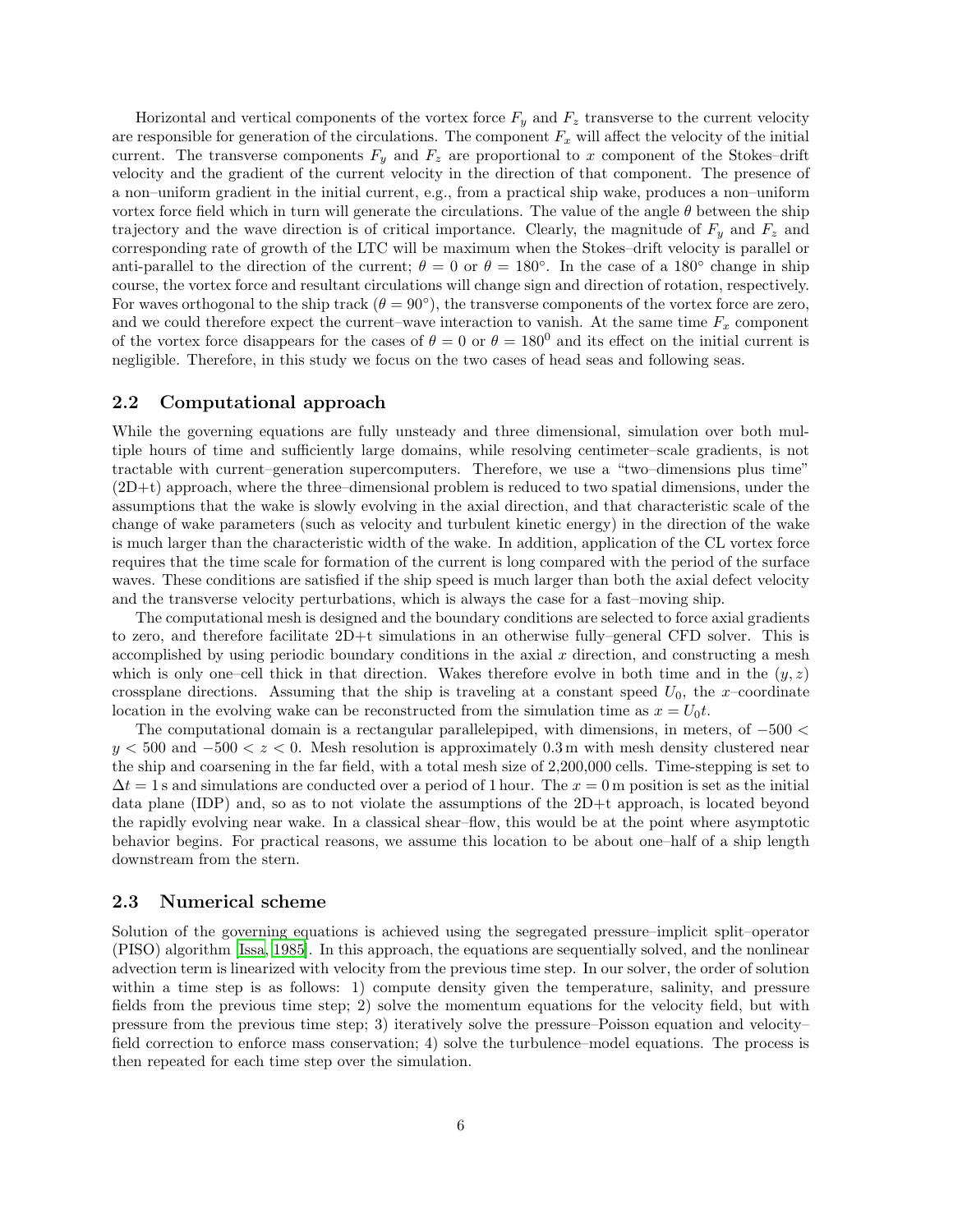Horizontal and vertical components of the vortex force $F_y$ and $F_z$ transverse to the current velocity are responsible for generation of the circulations. The component $F_x$ will affect the velocity of the initial current. The transverse components $F_y$ and $F_z$ are proportional to $x$ component of the Stokes–drift velocity and the gradient of the current velocity in the direction of that component. The presence of a non–uniform gradient in the initial current, e.g., from a practical ship wake, produces a non–uniform vortex force field which in turn will generate the circulations. The value of the angle $\theta$ between the ship trajectory and the wave direction is of critical importance. Clearly, the magnitude of $F_y$ and $F_z$ and corresponding rate of growth of the LTC will be maximum when the Stokes–drift velocity is parallel or anti-parallel to the direction of the current; $\theta = 0$ or $\theta = 180^\circ$. In the case of a $180^\circ$ change in ship course, the vortex force and resultant circulations will change sign and direction of rotation, respectively. For waves orthogonal to the ship track ($\theta = 90^\circ$), the transverse components of the vortex force are zero, and we could therefore expect the current–wave interaction to vanish. At the same time $F_x$ component of the vortex force disappears for the cases of $\theta = 0$ or $\theta = 180^0$ and its effect on the initial current is negligible. Therefore, in this study we focus on the two cases of head seas and following seas.

## 2.2 Computational approach

While the governing equations are fully unsteady and three dimensional, simulation over both multiple hours of time and sufficiently large domains, while resolving centimeter–scale gradients, is not tractable with current–generation supercomputers. Therefore, we use a "two–dimensions plus time" (2D+t) approach, where the three–dimensional problem is reduced to two spatial dimensions, under the assumptions that the wake is slowly evolving in the axial direction, and that characteristic scale of the change of wake parameters (such as velocity and turbulent kinetic energy) in the direction of the wake is much larger than the characteristic width of the wake. In addition, application of the CL vortex force requires that the time scale for formation of the current is long compared with the period of the surface waves. These conditions are satisfied if the ship speed is much larger than both the axial defect velocity and the transverse velocity perturbations, which is always the case for a fast–moving ship.

The computational mesh is designed and the boundary conditions are selected to force axial gradients to zero, and therefore facilitate 2D+t simulations in an otherwise fully–general CFD solver. This is accomplished by using periodic boundary conditions in the axial $x$ direction, and constructing a mesh which is only one–cell thick in that direction. Wakes therefore evolve in both time and in the $(y, z)$ crossplane directions. Assuming that the ship is traveling at a constant speed $U_0$, the $x$–coordinate location in the evolving wake can be reconstructed from the simulation time as $x = U_0 t$.

The computational domain is a rectangular parallelepiped, with dimensions, in meters, of $-500 < y < 500$ and $-500 < z < 0$. Mesh resolution is approximately 0.3 m with mesh density clustered near the ship and coarsening in the far field, with a total mesh size of 2,200,000 cells. Time-stepping is set to $\Delta t = 1$ s and simulations are conducted over a period of 1 hour. The $x = 0$ m position is set as the initial data plane (IDP) and, so as to not violate the assumptions of the 2D+t approach, is located beyond the rapidly evolving near wake. In a classical shear–flow, this would be at the point where asymptotic behavior begins. For practical reasons, we assume this location to be about one–half of a ship length downstream from the stern.

## 2.3 Numerical scheme

Solution of the governing equations is achieved using the segregated pressure–implicit split–operator (PISO) algorithm [Issa, 1985]. In this approach, the equations are sequentially solved, and the nonlinear advection term is linearized with velocity from the previous time step. In our solver, the order of solution within a time step is as follows: 1) compute density given the temperature, salinity, and pressure fields from the previous time step; 2) solve the momentum equations for the velocity field, but with pressure from the previous time step; 3) iteratively solve the pressure–Poisson equation and velocity–field correction to enforce mass conservation; 4) solve the turbulence–model equations. The process is then repeated for each time step over the simulation.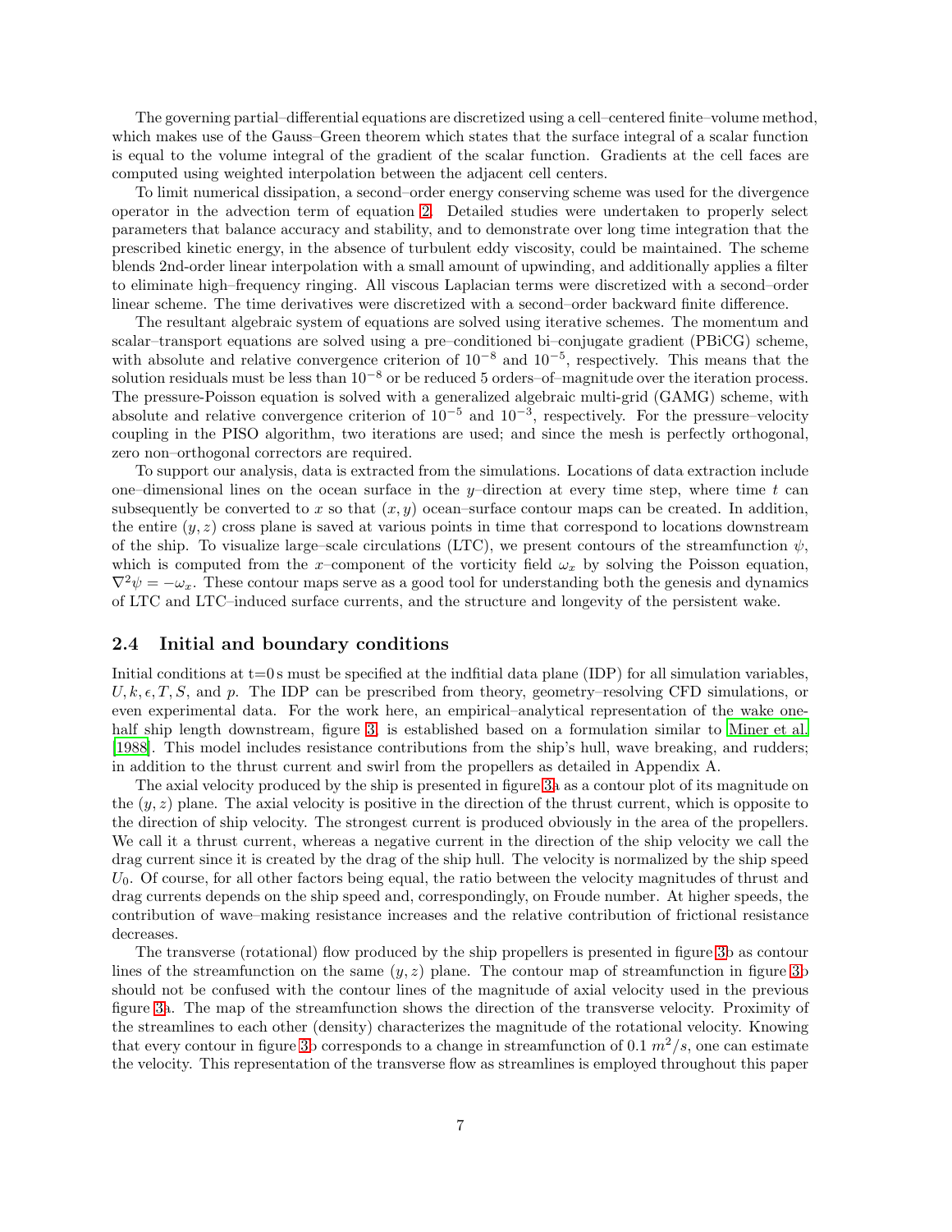The governing partial–differential equations are discretized using a cell–centered finite–volume method, which makes use of the Gauss–Green theorem which states that the surface integral of a scalar function is equal to the volume integral of the gradient of the scalar function. Gradients at the cell faces are computed using weighted interpolation between the adjacent cell centers.

To limit numerical dissipation, a second–order energy conserving scheme was used for the divergence operator in the advection term of equation 2. Detailed studies were undertaken to properly select parameters that balance accuracy and stability, and to demonstrate over long time integration that the prescribed kinetic energy, in the absence of turbulent eddy viscosity, could be maintained. The scheme blends 2nd-order linear interpolation with a small amount of upwinding, and additionally applies a filter to eliminate high–frequency ringing. All viscous Laplacian terms were discretized with a second–order linear scheme. The time derivatives were discretized with a second–order backward finite difference.

The resultant algebraic system of equations are solved using iterative schemes. The momentum and scalar–transport equations are solved using a pre–conditioned bi–conjugate gradient (PBiCG) scheme, with absolute and relative convergence criterion of $10^{-8}$ and $10^{-5}$, respectively. This means that the solution residuals must be less than $10^{-8}$ or be reduced 5 orders–of–magnitude over the iteration process. The pressure-Poisson equation is solved with a generalized algebraic multi-grid (GAMG) scheme, with absolute and relative convergence criterion of $10^{-5}$ and $10^{-3}$, respectively. For the pressure–velocity coupling in the PISO algorithm, two iterations are used; and since the mesh is perfectly orthogonal, zero non–orthogonal correctors are required.

To support our analysis, data is extracted from the simulations. Locations of data extraction include one–dimensional lines on the ocean surface in the $y$–direction at every time step, where time $t$ can subsequently be converted to $x$ so that $(x, y)$ ocean–surface contour maps can be created. In addition, the entire $(y, z)$ cross plane is saved at various points in time that correspond to locations downstream of the ship. To visualize large–scale circulations (LTC), we present contours of the streamfunction $\psi$, which is computed from the $x$–component of the vorticity field $\omega_x$ by solving the Poisson equation, $\nabla^2\psi = -\omega_x$. These contour maps serve as a good tool for understanding both the genesis and dynamics of LTC and LTC–induced surface currents, and the structure and longevity of the persistent wake.

## 2.4 Initial and boundary conditions

Initial conditions at t=0 s must be specified at the indfitial data plane (IDP) for all simulation variables, $U, k, \epsilon, T, S$, and $p$. The IDP can be prescribed from theory, geometry–resolving CFD simulations, or even experimental data. For the work here, an empirical–analytical representation of the wake one-half ship length downstream, figure 3, is established based on a formulation similar to Miner et al. [1988]. This model includes resistance contributions from the ship's hull, wave breaking, and rudders; in addition to the thrust current and swirl from the propellers as detailed in Appendix A.

The axial velocity produced by the ship is presented in figure 3a as a contour plot of its magnitude on the $(y, z)$ plane. The axial velocity is positive in the direction of the thrust current, which is opposite to the direction of ship velocity. The strongest current is produced obviously in the area of the propellers. We call it a thrust current, whereas a negative current in the direction of the ship velocity we call the drag current since it is created by the drag of the ship hull. The velocity is normalized by the ship speed $U_0$. Of course, for all other factors being equal, the ratio between the velocity magnitudes of thrust and drag currents depends on the ship speed and, correspondingly, on Froude number. At higher speeds, the contribution of wave–making resistance increases and the relative contribution of frictional resistance decreases.

The transverse (rotational) flow produced by the ship propellers is presented in figure 3b as contour lines of the streamfunction on the same $(y, z)$ plane. The contour map of streamfunction in figure 3b should not be confused with the contour lines of the magnitude of axial velocity used in the previous figure 3a. The map of the streamfunction shows the direction of the transverse velocity. Proximity of the streamlines to each other (density) characterizes the magnitude of the rotational velocity. Knowing that every contour in figure 3b corresponds to a change in streamfunction of 0.1 $m^2/s$, one can estimate the velocity. This representation of the transverse flow as streamlines is employed throughout this paper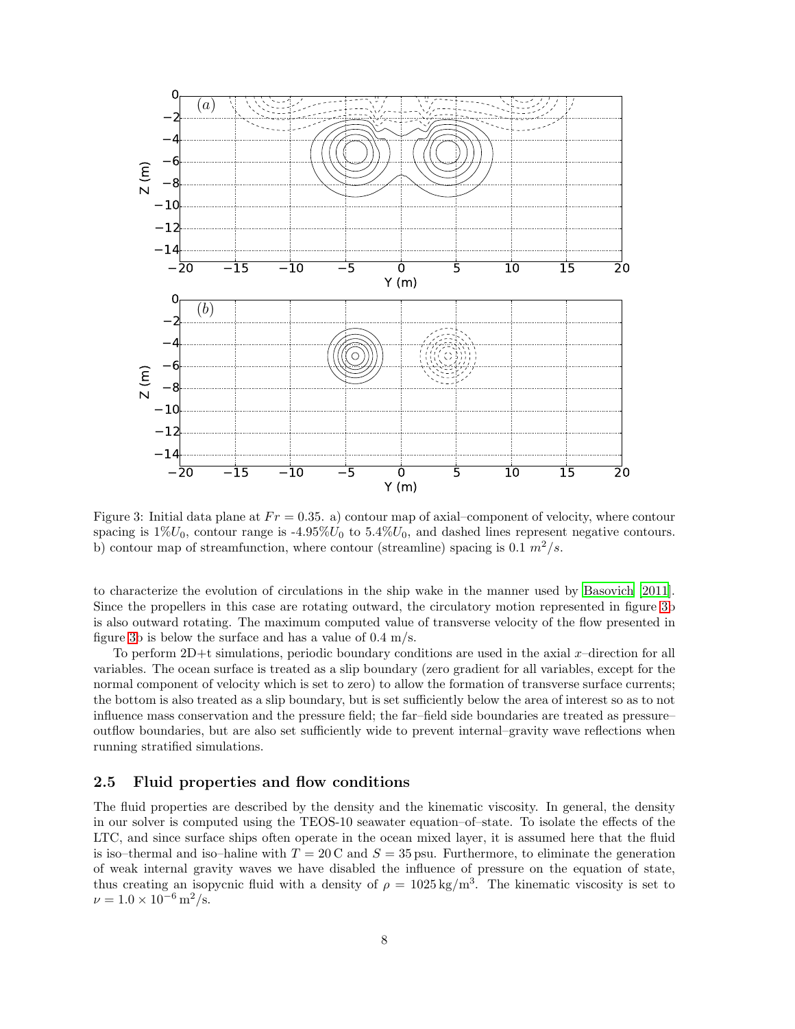Figure 3: Initial data plane at $Fr = 0.35$. a) contour map of axial–component of velocity, where contour spacing is $1\% U_0$, contour range is -$4.95\% U_0$ to $5.4\% U_0$, and dashed lines represent negative contours. b) contour map of streamfunction, where contour (streamline) spacing is $0.1\ m^2/s$.

to characterize the evolution of circulations in the ship wake in the manner used by Basovich [2011]. Since the propellers in this case are rotating outward, the circulatory motion represented in figure 3b is also outward rotating. The maximum computed value of transverse velocity of the flow presented in figure 3b is below the surface and has a value of 0.4 m/s.

To perform 2D+t simulations, periodic boundary conditions are used in the axial $x$–direction for all variables. The ocean surface is treated as a slip boundary (zero gradient for all variables, except for the normal component of velocity which is set to zero) to allow the formation of transverse surface currents; the bottom is also treated as a slip boundary, but is set sufficiently below the area of interest so as to not influence mass conservation and the pressure field; the far–field side boundaries are treated as pressure–outflow boundaries, but are also set sufficiently wide to prevent internal–gravity wave reflections when running stratified simulations.

### 2.5 Fluid properties and flow conditions

The fluid properties are described by the density and the kinematic viscosity. In general, the density in our solver is computed using the TEOS-10 seawater equation–of–state. To isolate the effects of the LTC, and since surface ships often operate in the ocean mixed layer, it is assumed here that the fluid is iso–thermal and iso–haline with $T = 20\,\mathrm{C}$ and $S = 35\,\mathrm{psu}$. Furthermore, to eliminate the generation of weak internal gravity waves we have disabled the influence of pressure on the equation of state, thus creating an isopycnic fluid with a density of $\rho = 1025\,\mathrm{kg/m^3}$. The kinematic viscosity is set to $\nu = 1.0 \times 10^{-6}\,\mathrm{m^2/s}$.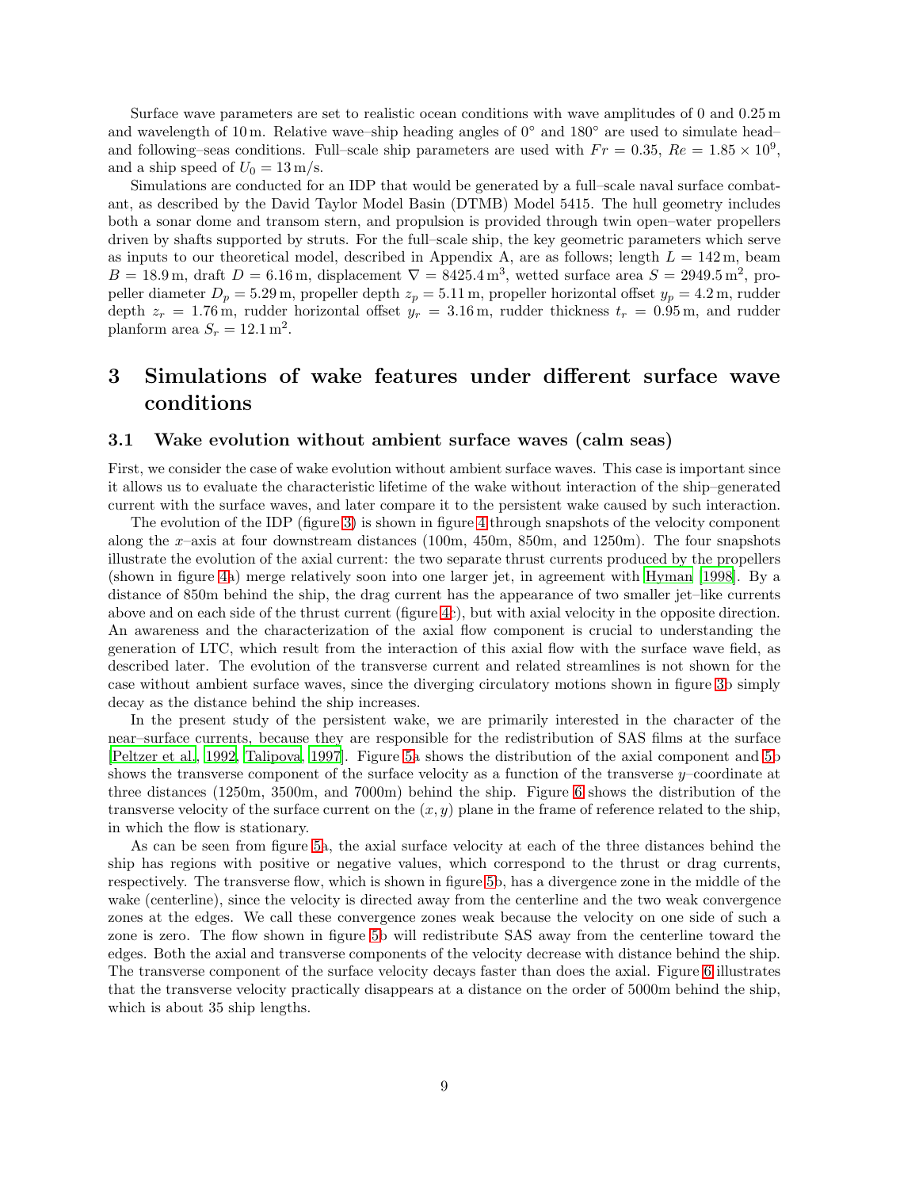Surface wave parameters are set to realistic ocean conditions with wave amplitudes of 0 and 0.25 m and wavelength of 10 m. Relative wave–ship heading angles of $0^\circ$ and $180^\circ$ are used to simulate head– and following–seas conditions. Full–scale ship parameters are used with $Fr = 0.35$, $Re = 1.85 \times 10^9$, and a ship speed of $U_0 = 13\,\mathrm{m/s}$.

Simulations are conducted for an IDP that would be generated by a full–scale naval surface combatant, as described by the David Taylor Model Basin (DTMB) Model 5415. The hull geometry includes both a sonar dome and transom stern, and propulsion is provided through twin open–water propellers driven by shafts supported by struts. For the full–scale ship, the key geometric parameters which serve as inputs to our theoretical model, described in Appendix A, are as follows; length $L = 142\,\mathrm{m}$, beam $B = 18.9\,\mathrm{m}$, draft $D = 6.16\,\mathrm{m}$, displacement $\nabla = 8425.4\,\mathrm{m}^3$, wetted surface area $S = 2949.5\,\mathrm{m}^2$, propeller diameter $D_p = 5.29\,\mathrm{m}$, propeller depth $z_p = 5.11\,\mathrm{m}$, propeller horizontal offset $y_p = 4.2\,\mathrm{m}$, rudder depth $z_r = 1.76\,\mathrm{m}$, rudder horizontal offset $y_r = 3.16\,\mathrm{m}$, rudder thickness $t_r = 0.95\,\mathrm{m}$, and rudder planform area $S_r = 12.1\,\mathrm{m}^2$.

# 3 Simulations of wake features under different surface wave conditions

## 3.1 Wake evolution without ambient surface waves (calm seas)

First, we consider the case of wake evolution without ambient surface waves. This case is important since it allows us to evaluate the characteristic lifetime of the wake without interaction of the ship–generated current with the surface waves, and later compare it to the persistent wake caused by such interaction.

The evolution of the IDP (figure 3) is shown in figure 4 through snapshots of the velocity component along the $x$–axis at four downstream distances (100m, 450m, 850m, and 1250m). The four snapshots illustrate the evolution of the axial current: the two separate thrust currents produced by the propellers (shown in figure 4a) merge relatively soon into one larger jet, in agreement with Hyman [1998]. By a distance of 850m behind the ship, the drag current has the appearance of two smaller jet–like currents above and on each side of the thrust current (figure 4c), but with axial velocity in the opposite direction. An awareness and the characterization of the axial flow component is crucial to understanding the generation of LTC, which result from the interaction of this axial flow with the surface wave field, as described later. The evolution of the transverse current and related streamlines is not shown for the case without ambient surface waves, since the diverging circulatory motions shown in figure 3b simply decay as the distance behind the ship increases.

In the present study of the persistent wake, we are primarily interested in the character of the near–surface currents, because they are responsible for the redistribution of SAS films at the surface [Peltzer et al., 1992, Talipova, 1997]. Figure 5a shows the distribution of the axial component and 5b shows the transverse component of the surface velocity as a function of the transverse $y$–coordinate at three distances (1250m, 3500m, and 7000m) behind the ship. Figure 6 shows the distribution of the transverse velocity of the surface current on the $(x, y)$ plane in the frame of reference related to the ship, in which the flow is stationary.

As can be seen from figure 5a, the axial surface velocity at each of the three distances behind the ship has regions with positive or negative values, which correspond to the thrust or drag currents, respectively. The transverse flow, which is shown in figure 5b, has a divergence zone in the middle of the wake (centerline), since the velocity is directed away from the centerline and the two weak convergence zones at the edges. We call these convergence zones weak because the velocity on one side of such a zone is zero. The flow shown in figure 5b will redistribute SAS away from the centerline toward the edges. Both the axial and transverse components of the velocity decrease with distance behind the ship. The transverse component of the surface velocity decays faster than does the axial. Figure 6 illustrates that the transverse velocity practically disappears at a distance on the order of 5000m behind the ship, which is about 35 ship lengths.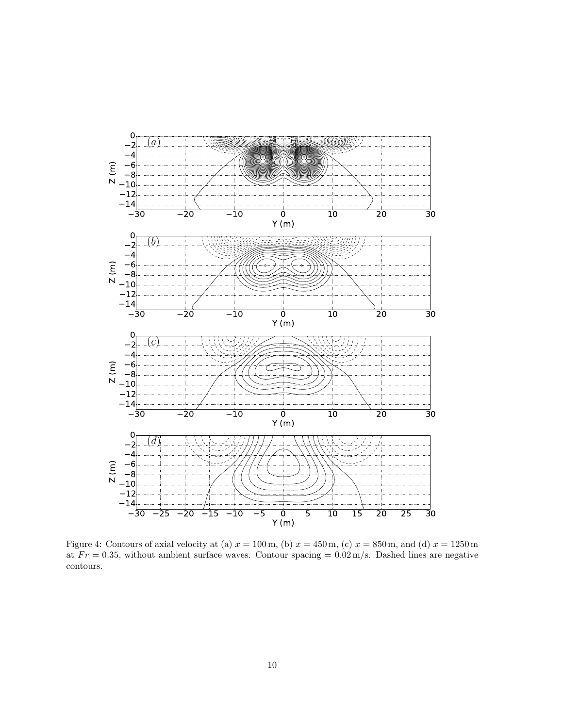Figure 4: Contours of axial velocity at (a) $x = 100\,\text{m}$, (b) $x = 450\,\text{m}$, (c) $x = 850\,\text{m}$, and (d) $x = 1250\,\text{m}$ at $Fr = 0.35$, without ambient surface waves. Contour spacing $= 0.02\,\text{m/s}$. Dashed lines are negative contours.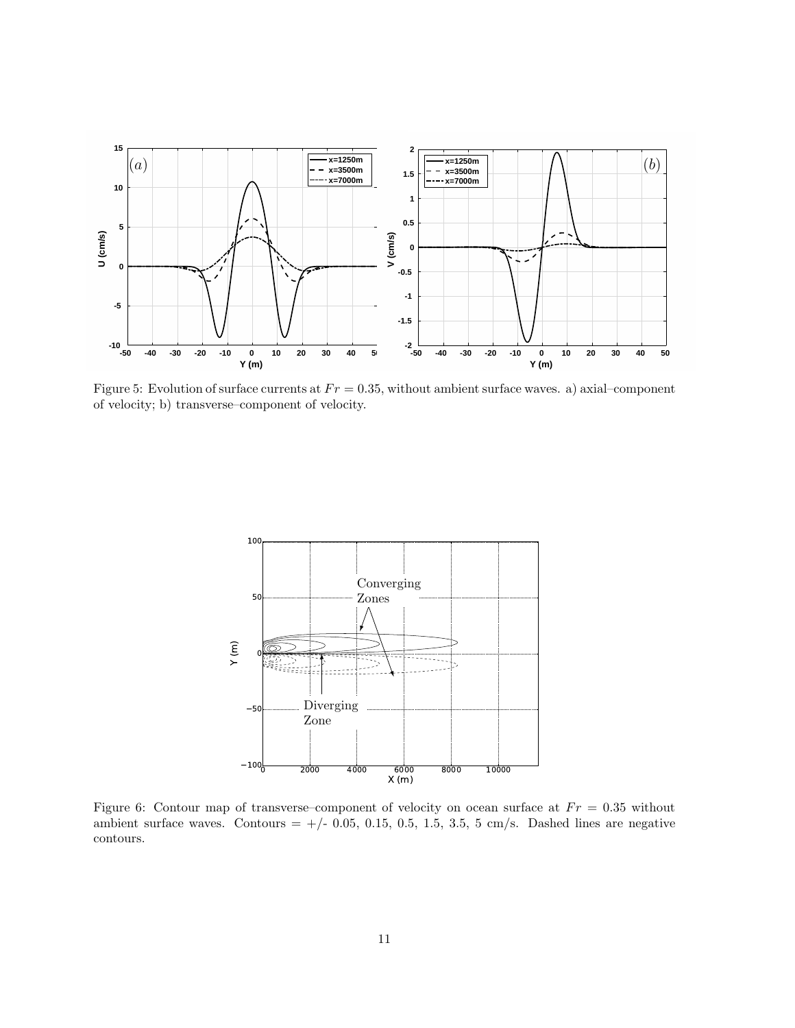Figure 5: Evolution of surface currents at $Fr = 0.35$, without ambient surface waves. a) axial–component of velocity; b) transverse–component of velocity.

Figure 6: Contour map of transverse–component of velocity on ocean surface at $Fr = 0.35$ without ambient surface waves. Contours = +/- 0.05, 0.15, 0.5, 1.5, 3.5, 5 cm/s. Dashed lines are negative contours.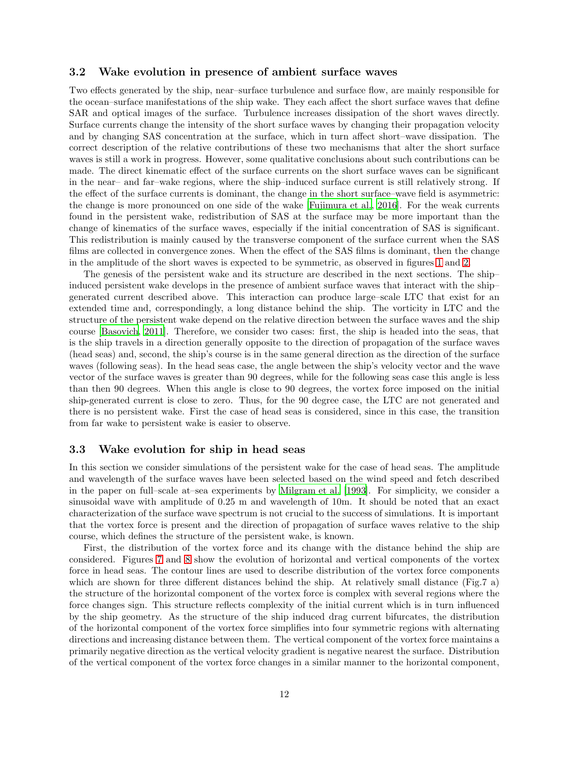### 3.2 Wake evolution in presence of ambient surface waves

Two effects generated by the ship, near–surface turbulence and surface flow, are mainly responsible for the ocean–surface manifestations of the ship wake. They each affect the short surface waves that define SAR and optical images of the surface. Turbulence increases dissipation of the short waves directly. Surface currents change the intensity of the short surface waves by changing their propagation velocity and by changing SAS concentration at the surface, which in turn affect short–wave dissipation. The correct description of the relative contributions of these two mechanisms that alter the short surface waves is still a work in progress. However, some qualitative conclusions about such contributions can be made. The direct kinematic effect of the surface currents on the short surface waves can be significant in the near– and far–wake regions, where the ship–induced surface current is still relatively strong. If the effect of the surface currents is dominant, the change in the short surface–wave field is asymmetric: the change is more pronounced on one side of the wake [Fujimura et al., 2016]. For the weak currents found in the persistent wake, redistribution of SAS at the surface may be more important than the change of kinematics of the surface waves, especially if the initial concentration of SAS is significant. This redistribution is mainly caused by the transverse component of the surface current when the SAS films are collected in convergence zones. When the effect of the SAS films is dominant, then the change in the amplitude of the short waves is expected to be symmetric, as observed in figures 1 and 2.

The genesis of the persistent wake and its structure are described in the next sections. The ship–induced persistent wake develops in the presence of ambient surface waves that interact with the ship–generated current described above. This interaction can produce large–scale LTC that exist for an extended time and, correspondingly, a long distance behind the ship. The vorticity in LTC and the structure of the persistent wake depend on the relative direction between the surface waves and the ship course [Basovich, 2011]. Therefore, we consider two cases: first, the ship is headed into the seas, that is the ship travels in a direction generally opposite to the direction of propagation of the surface waves (head seas) and, second, the ship's course is in the same general direction as the direction of the surface waves (following seas). In the head seas case, the angle between the ship's velocity vector and the wave vector of the surface waves is greater than 90 degrees, while for the following seas case this angle is less than then 90 degrees. When this angle is close to 90 degrees, the vortex force imposed on the initial ship-generated current is close to zero. Thus, for the 90 degree case, the LTC are not generated and there is no persistent wake. First the case of head seas is considered, since in this case, the transition from far wake to persistent wake is easier to observe.

### 3.3 Wake evolution for ship in head seas

In this section we consider simulations of the persistent wake for the case of head seas. The amplitude and wavelength of the surface waves have been selected based on the wind speed and fetch described in the paper on full–scale at–sea experiments by Milgram et al. [1993]. For simplicity, we consider a sinusoidal wave with amplitude of 0.25 m and wavelength of 10m. It should be noted that an exact characterization of the surface wave spectrum is not crucial to the success of simulations. It is important that the vortex force is present and the direction of propagation of surface waves relative to the ship course, which defines the structure of the persistent wake, is known.

First, the distribution of the vortex force and its change with the distance behind the ship are considered. Figures 7 and 8 show the evolution of horizontal and vertical components of the vortex force in head seas. The contour lines are used to describe distribution of the vortex force components which are shown for three different distances behind the ship. At relatively small distance (Fig.7 a) the structure of the horizontal component of the vortex force is complex with several regions where the force changes sign. This structure reflects complexity of the initial current which is in turn influenced by the ship geometry. As the structure of the ship induced drag current bifurcates, the distribution of the horizontal component of the vortex force simplifies into four symmetric regions with alternating directions and increasing distance between them. The vertical component of the vortex force maintains a primarily negative direction as the vertical velocity gradient is negative nearest the surface. Distribution of the vertical component of the vortex force changes in a similar manner to the horizontal component,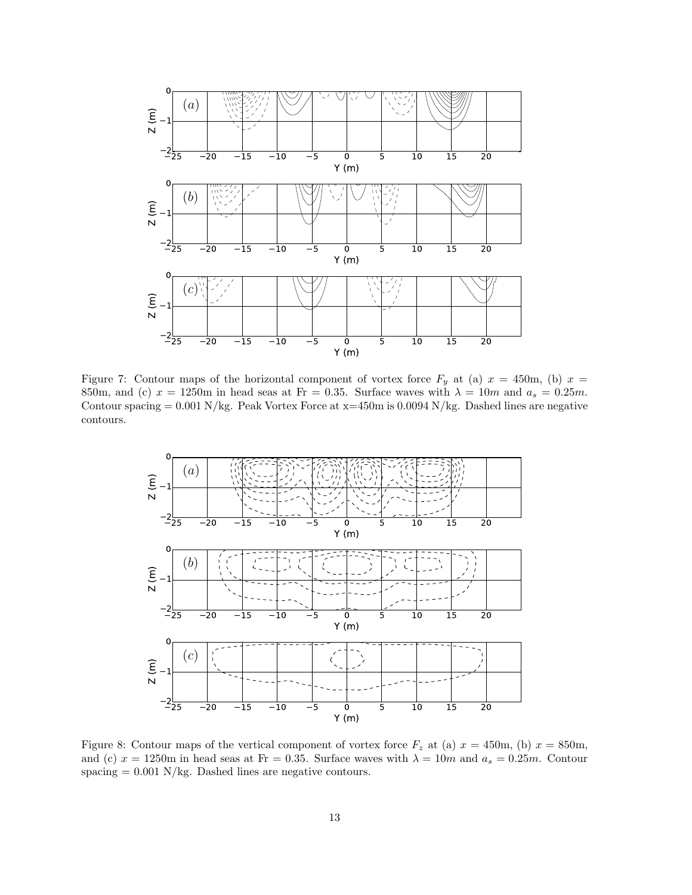Figure 7: Contour maps of the horizontal component of vortex force $F_y$ at (a) $x = 450$m, (b) $x = 850$m, and (c) $x = 1250$m in head seas at Fr = 0.35. Surface waves with $\lambda = 10m$ and $a_s = 0.25m$. Contour spacing = 0.001 N/kg. Peak Vortex Force at x=450m is 0.0094 N/kg. Dashed lines are negative contours.

Figure 8: Contour maps of the vertical component of vortex force $F_z$ at (a) $x = 450$m, (b) $x = 850$m, and (c) $x = 1250$m in head seas at Fr = 0.35. Surface waves with $\lambda = 10m$ and $a_s = 0.25m$. Contour spacing = 0.001 N/kg. Dashed lines are negative contours.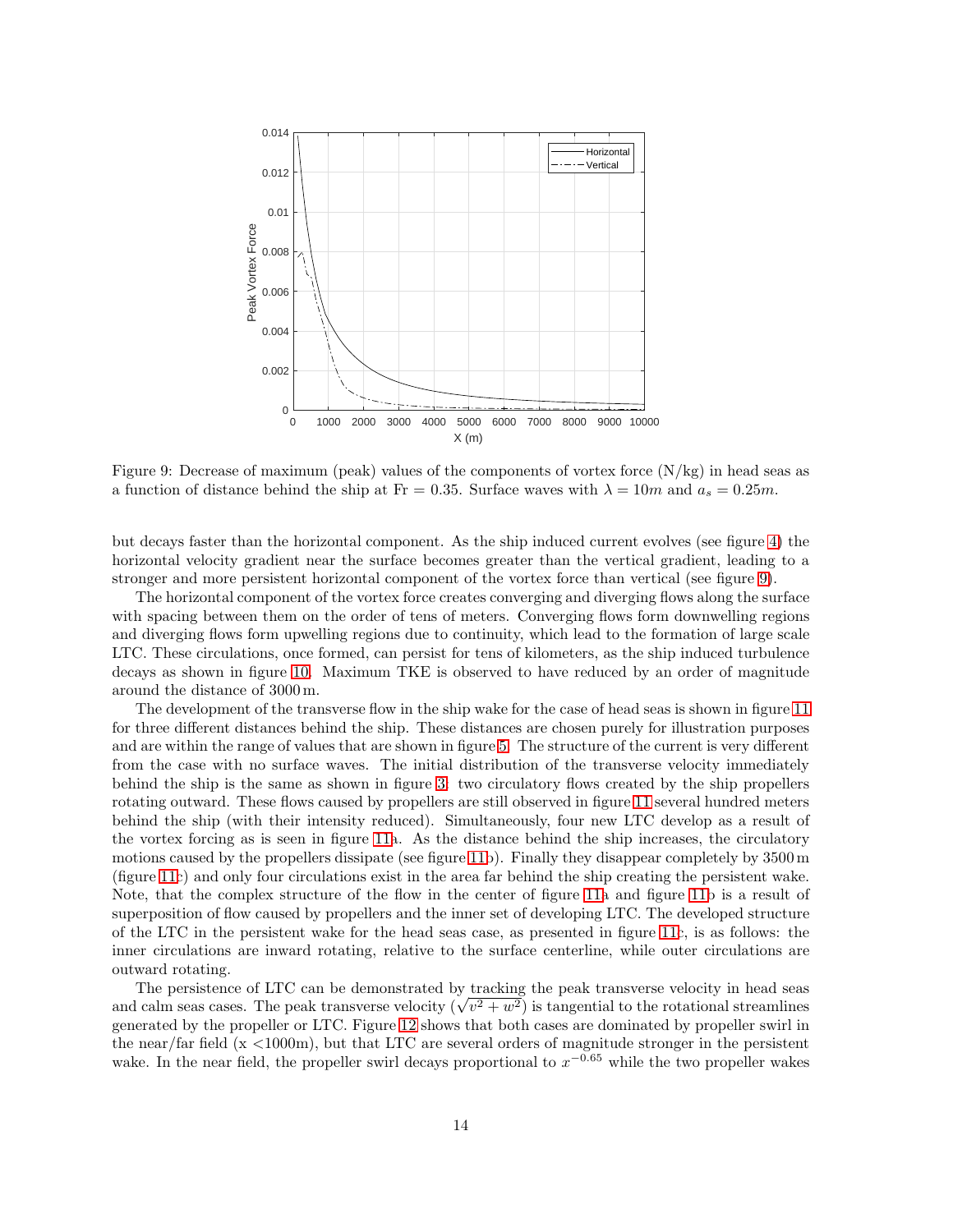Figure 9: Decrease of maximum (peak) values of the components of vortex force (N/kg) in head seas as a function of distance behind the ship at Fr = 0.35. Surface waves with $\lambda = 10m$ and $a_s = 0.25m$.

but decays faster than the horizontal component. As the ship induced current evolves (see figure 4) the horizontal velocity gradient near the surface becomes greater than the vertical gradient, leading to a stronger and more persistent horizontal component of the vortex force than vertical (see figure 9).

The horizontal component of the vortex force creates converging and diverging flows along the surface with spacing between them on the order of tens of meters. Converging flows form downwelling regions and diverging flows form upwelling regions due to continuity, which lead to the formation of large scale LTC. These circulations, once formed, can persist for tens of kilometers, as the ship induced turbulence decays as shown in figure 10. Maximum TKE is observed to have reduced by an order of magnitude around the distance of 3000 m.

The development of the transverse flow in the ship wake for the case of head seas is shown in figure 11 for three different distances behind the ship. These distances are chosen purely for illustration purposes and are within the range of values that are shown in figure 5. The structure of the current is very different from the case with no surface waves. The initial distribution of the transverse velocity immediately behind the ship is the same as shown in figure 3: two circulatory flows created by the ship propellers rotating outward. These flows caused by propellers are still observed in figure 11 several hundred meters behind the ship (with their intensity reduced). Simultaneously, four new LTC develop as a result of the vortex forcing as is seen in figure 11a. As the distance behind the ship increases, the circulatory motions caused by the propellers dissipate (see figure 11b). Finally they disappear completely by 3500 m (figure 11c) and only four circulations exist in the area far behind the ship creating the persistent wake. Note, that the complex structure of the flow in the center of figure 11a and figure 11b is a result of superposition of flow caused by propellers and the inner set of developing LTC. The developed structure of the LTC in the persistent wake for the head seas case, as presented in figure 11c, is as follows: the inner circulations are inward rotating, relative to the surface centerline, while outer circulations are outward rotating.

The persistence of LTC can be demonstrated by tracking the peak transverse velocity in head seas and calm seas cases. The peak transverse velocity ($\sqrt{v^2 + w^2}$) is tangential to the rotational streamlines generated by the propeller or LTC. Figure 12 shows that both cases are dominated by propeller swirl in the near/far field (x <1000m), but that LTC are several orders of magnitude stronger in the persistent wake. In the near field, the propeller swirl decays proportional to $x^{-0.65}$ while the two propeller wakes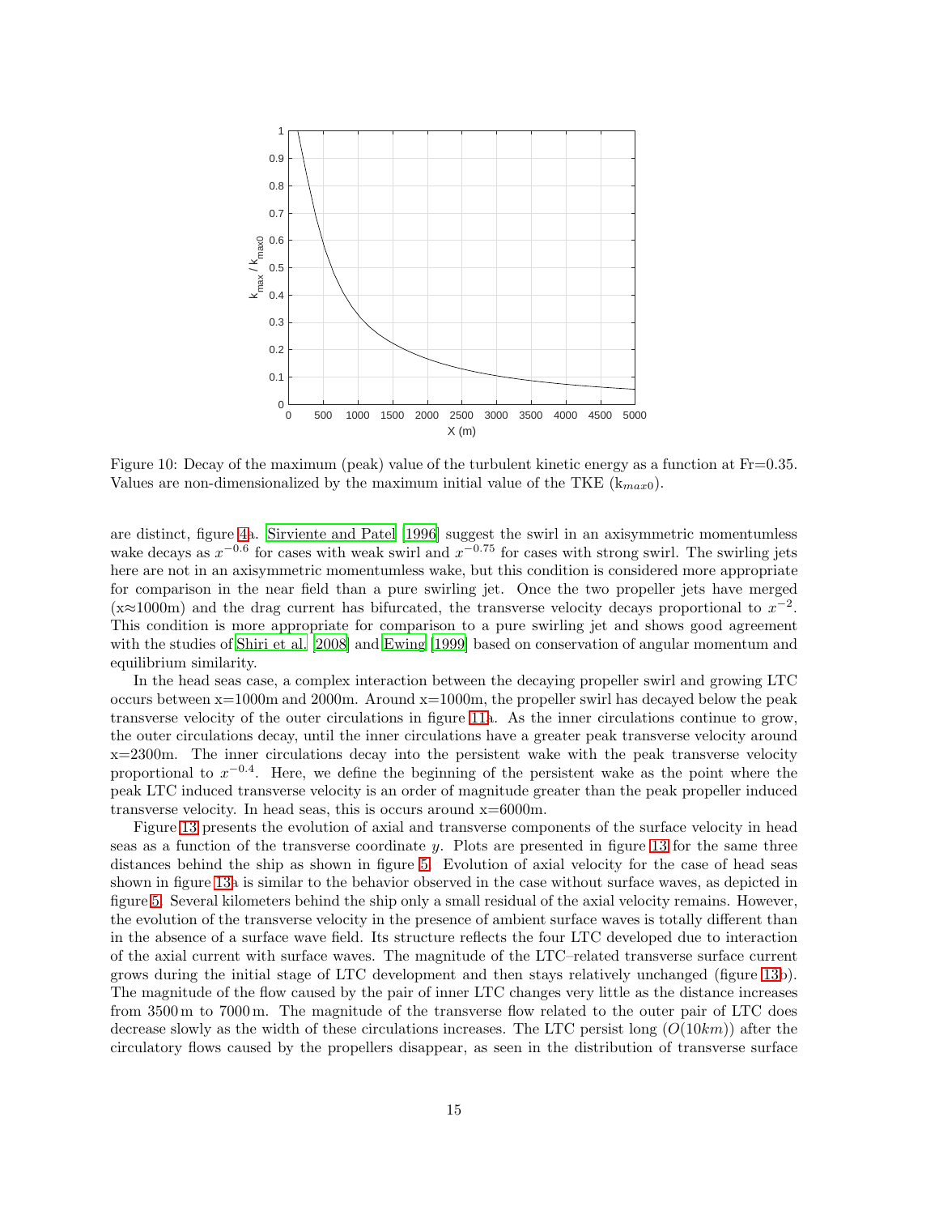Figure 10: Decay of the maximum (peak) value of the turbulent kinetic energy as a function at Fr=0.35. Values are non-dimensionalized by the maximum initial value of the TKE ($k_{max0}$).

are distinct, figure 4a. Sirviente and Patel [1996] suggest the swirl in an axisymmetric momentumless wake decays as $x^{-0.6}$ for cases with weak swirl and $x^{-0.75}$ for cases with strong swirl. The swirling jets here are not in an axisymmetric momentumless wake, but this condition is considered more appropriate for comparison in the near field than a pure swirling jet. Once the two propeller jets have merged (x≈1000m) and the drag current has bifurcated, the transverse velocity decays proportional to $x^{-2}$. This condition is more appropriate for comparison to a pure swirling jet and shows good agreement with the studies of Shiri et al. [2008] and Ewing [1999] based on conservation of angular momentum and equilibrium similarity.

In the head seas case, a complex interaction between the decaying propeller swirl and growing LTC occurs between x=1000m and 2000m. Around x=1000m, the propeller swirl has decayed below the peak transverse velocity of the outer circulations in figure 11a. As the inner circulations continue to grow, the outer circulations decay, until the inner circulations have a greater peak transverse velocity around x=2300m. The inner circulations decay into the persistent wake with the peak transverse velocity proportional to $x^{-0.4}$. Here, we define the beginning of the persistent wake as the point where the peak LTC induced transverse velocity is an order of magnitude greater than the peak propeller induced transverse velocity. In head seas, this is occurs around x=6000m.

Figure 13 presents the evolution of axial and transverse components of the surface velocity in head seas as a function of the transverse coordinate $y$. Plots are presented in figure 13 for the same three distances behind the ship as shown in figure 5. Evolution of axial velocity for the case of head seas shown in figure 13a is similar to the behavior observed in the case without surface waves, as depicted in figure 5. Several kilometers behind the ship only a small residual of the axial velocity remains. However, the evolution of the transverse velocity in the presence of ambient surface waves is totally different than in the absence of a surface wave field. Its structure reflects the four LTC developed due to interaction of the axial current with surface waves. The magnitude of the LTC–related transverse surface current grows during the initial stage of LTC development and then stays relatively unchanged (figure 13b). The magnitude of the flow caused by the pair of inner LTC changes very little as the distance increases from 3500 m to 7000 m. The magnitude of the transverse flow related to the outer pair of LTC does decrease slowly as the width of these circulations increases. The LTC persist long ($O(10km)$) after the circulatory flows caused by the propellers disappear, as seen in the distribution of transverse surface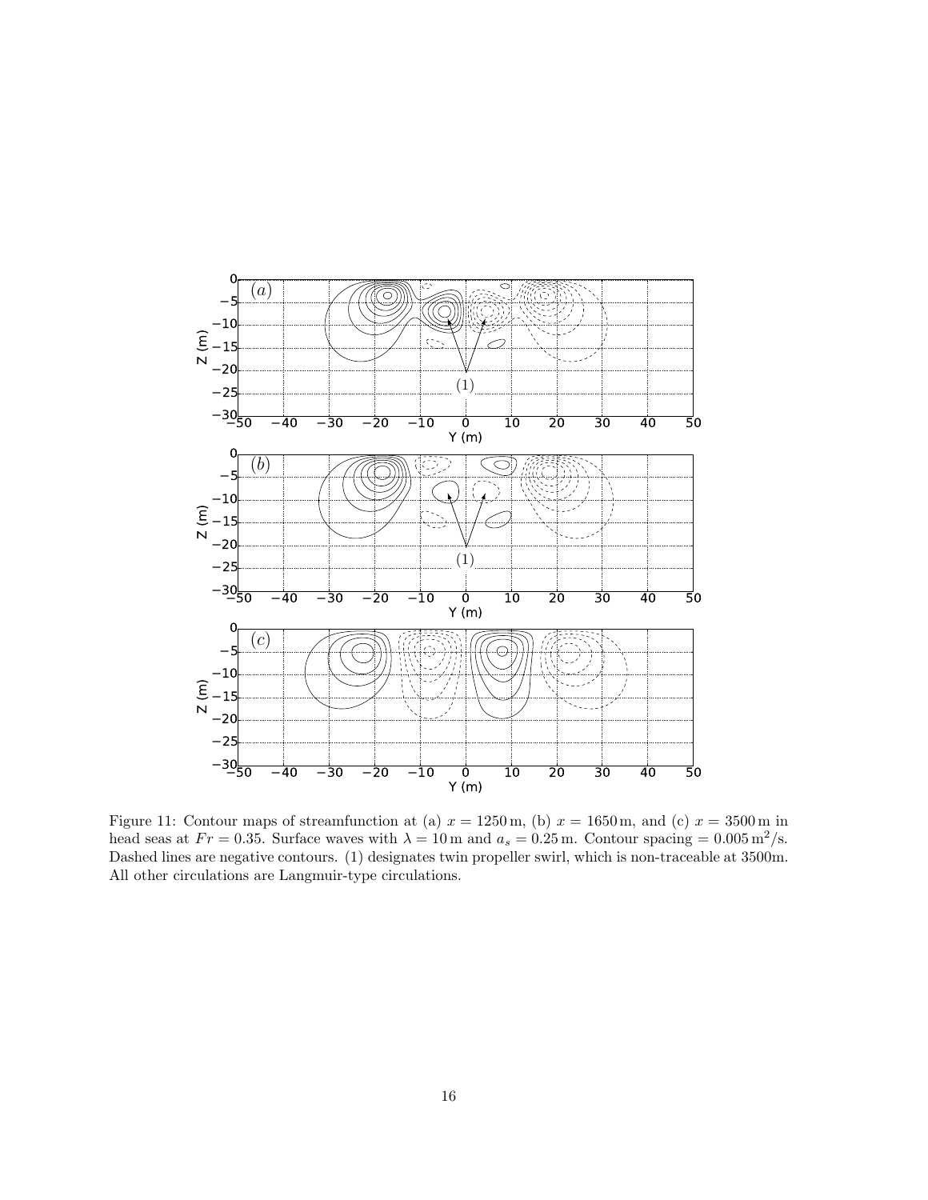Figure 11: Contour maps of streamfunction at (a) $x = 1250\,\mathrm{m}$, (b) $x = 1650\,\mathrm{m}$, and (c) $x = 3500\,\mathrm{m}$ in head seas at $Fr = 0.35$. Surface waves with $\lambda = 10\,\mathrm{m}$ and $a_s = 0.25\,\mathrm{m}$. Contour spacing $= 0.005\,\mathrm{m}^2/\mathrm{s}$. Dashed lines are negative contours. (1) designates twin propeller swirl, which is non-traceable at 3500m. All other circulations are Langmuir-type circulations.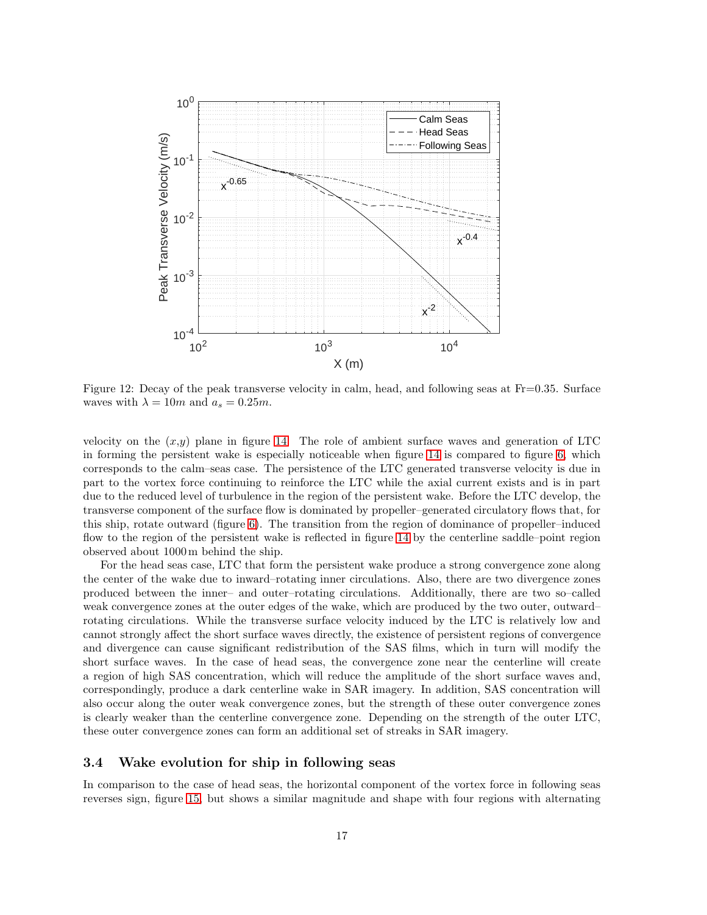Figure 12: Decay of the peak transverse velocity in calm, head, and following seas at Fr=0.35. Surface waves with $\lambda = 10m$ and $a_s = 0.25m$.

velocity on the $(x,y)$ plane in figure 14. The role of ambient surface waves and generation of LTC in forming the persistent wake is especially noticeable when figure 14 is compared to figure 6, which corresponds to the calm–seas case. The persistence of the LTC generated transverse velocity is due in part to the vortex force continuing to reinforce the LTC while the axial current exists and is in part due to the reduced level of turbulence in the region of the persistent wake. Before the LTC develop, the transverse component of the surface flow is dominated by propeller–generated circulatory flows that, for this ship, rotate outward (figure 6). The transition from the region of dominance of propeller–induced flow to the region of the persistent wake is reflected in figure 14 by the centerline saddle–point region observed about 1000 m behind the ship.

For the head seas case, LTC that form the persistent wake produce a strong convergence zone along the center of the wake due to inward–rotating inner circulations. Also, there are two divergence zones produced between the inner– and outer–rotating circulations. Additionally, there are two so–called weak convergence zones at the outer edges of the wake, which are produced by the two outer, outward–rotating circulations. While the transverse surface velocity induced by the LTC is relatively low and cannot strongly affect the short surface waves directly, the existence of persistent regions of convergence and divergence can cause significant redistribution of the SAS films, which in turn will modify the short surface waves. In the case of head seas, the convergence zone near the centerline will create a region of high SAS concentration, which will reduce the amplitude of the short surface waves and, correspondingly, produce a dark centerline wake in SAR imagery. In addition, SAS concentration will also occur along the outer weak convergence zones, but the strength of these outer convergence zones is clearly weaker than the centerline convergence zone. Depending on the strength of the outer LTC, these outer convergence zones can form an additional set of streaks in SAR imagery.

### 3.4 Wake evolution for ship in following seas

In comparison to the case of head seas, the horizontal component of the vortex force in following seas reverses sign, figure 15, but shows a similar magnitude and shape with four regions with alternating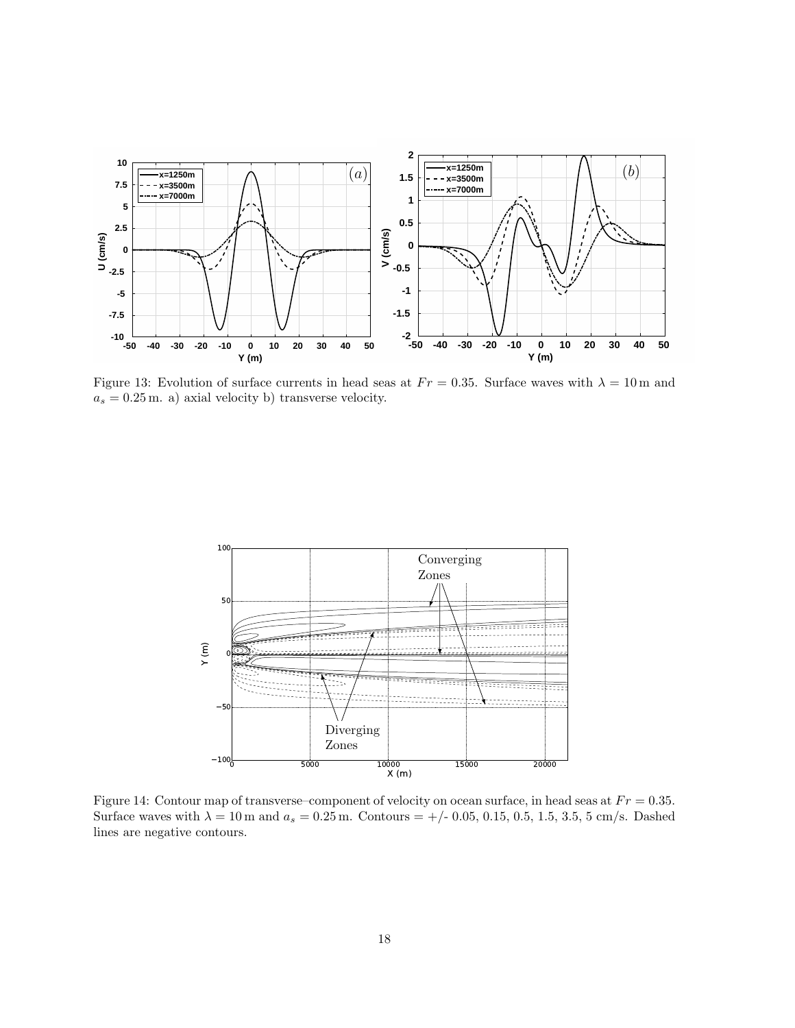Figure 13: Evolution of surface currents in head seas at $Fr = 0.35$. Surface waves with $\lambda = 10\,\mathrm{m}$ and $a_s = 0.25\,\mathrm{m}$. a) axial velocity b) transverse velocity.

Figure 14: Contour map of transverse–component of velocity on ocean surface, in head seas at $Fr = 0.35$. Surface waves with $\lambda = 10\,\mathrm{m}$ and $a_s = 0.25\,\mathrm{m}$. Contours = +/- 0.05, 0.15, 0.5, 1.5, 3.5, 5 cm/s. Dashed lines are negative contours.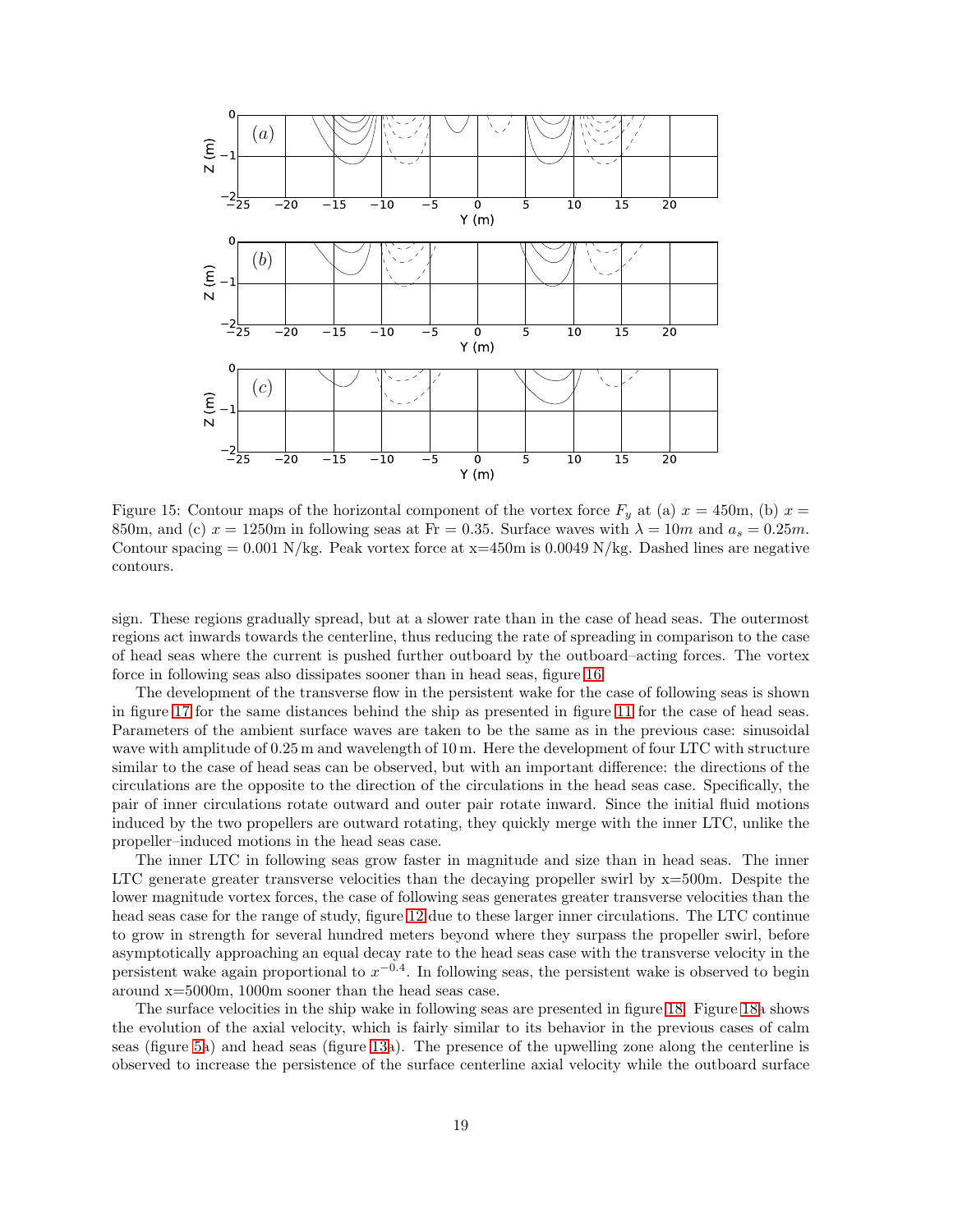Figure 15: Contour maps of the horizontal component of the vortex force $F_y$ at (a) $x = 450$m, (b) $x = 850$m, and (c) $x = 1250$m in following seas at Fr = 0.35. Surface waves with $\lambda = 10m$ and $a_s = 0.25m$. Contour spacing = 0.001 N/kg. Peak vortex force at x=450m is 0.0049 N/kg. Dashed lines are negative contours.

sign. These regions gradually spread, but at a slower rate than in the case of head seas. The outermost regions act inwards towards the centerline, thus reducing the rate of spreading in comparison to the case of head seas where the current is pushed further outboard by the outboard–acting forces. The vortex force in following seas also dissipates sooner than in head seas, figure 16.

The development of the transverse flow in the persistent wake for the case of following seas is shown in figure 17 for the same distances behind the ship as presented in figure 11 for the case of head seas. Parameters of the ambient surface waves are taken to be the same as in the previous case: sinusoidal wave with amplitude of 0.25 m and wavelength of 10 m. Here the development of four LTC with structure similar to the case of head seas can be observed, but with an important difference: the directions of the circulations are the opposite to the direction of the circulations in the head seas case. Specifically, the pair of inner circulations rotate outward and outer pair rotate inward. Since the initial fluid motions induced by the two propellers are outward rotating, they quickly merge with the inner LTC, unlike the propeller–induced motions in the head seas case.

The inner LTC in following seas grow faster in magnitude and size than in head seas. The inner LTC generate greater transverse velocities than the decaying propeller swirl by x=500m. Despite the lower magnitude vortex forces, the case of following seas generates greater transverse velocities than the head seas case for the range of study, figure 12 due to these larger inner circulations. The LTC continue to grow in strength for several hundred meters beyond where they surpass the propeller swirl, before asymptotically approaching an equal decay rate to the head seas case with the transverse velocity in the persistent wake again proportional to $x^{-0.4}$. In following seas, the persistent wake is observed to begin around x=5000m, 1000m sooner than the head seas case.

The surface velocities in the ship wake in following seas are presented in figure 18. Figure 18a shows the evolution of the axial velocity, which is fairly similar to its behavior in the previous cases of calm seas (figure 5a) and head seas (figure 13a). The presence of the upwelling zone along the centerline is observed to increase the persistence of the surface centerline axial velocity while the outboard surface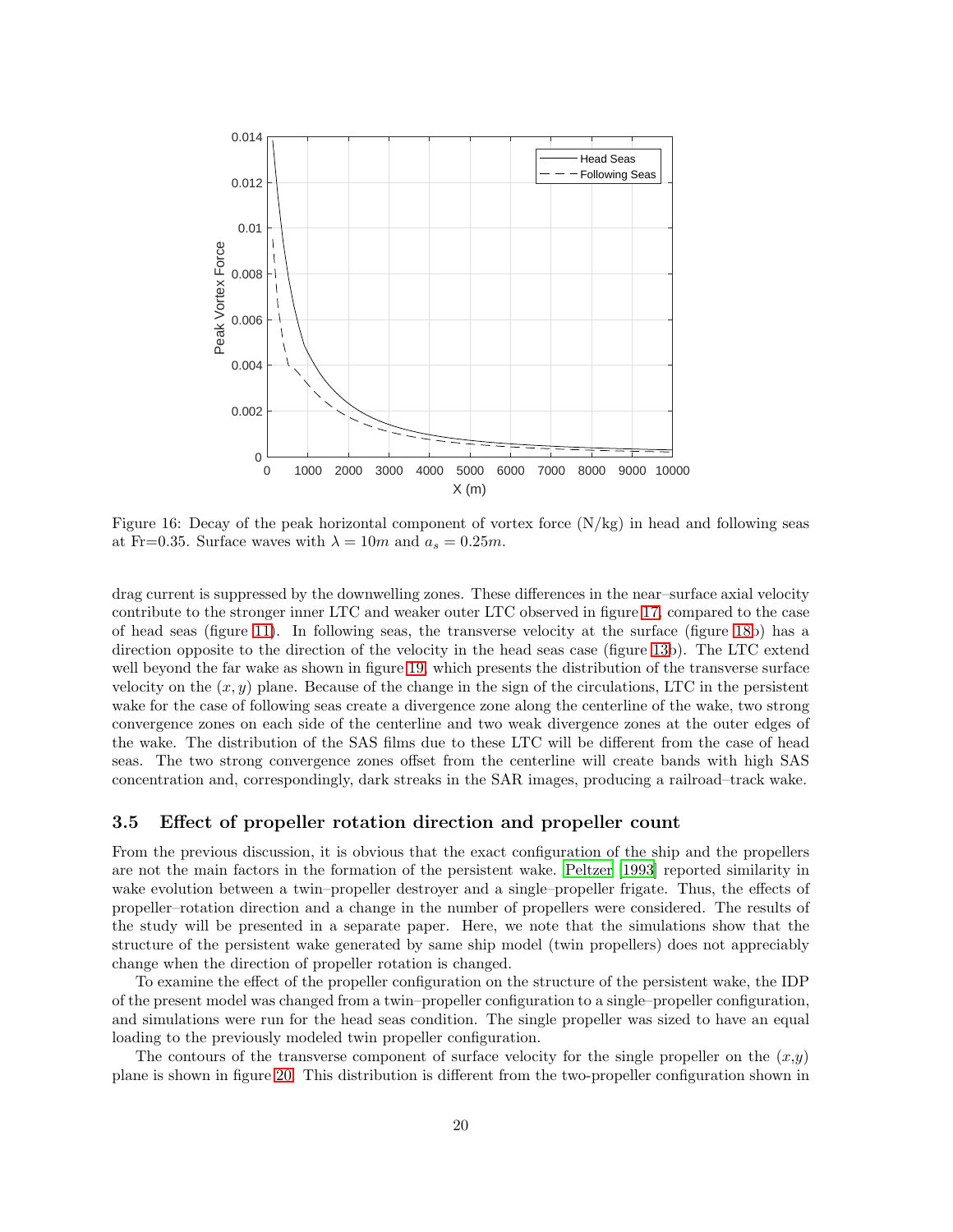Figure 16: Decay of the peak horizontal component of vortex force (N/kg) in head and following seas at Fr=0.35. Surface waves with $\lambda = 10m$ and $a_s = 0.25m$.

drag current is suppressed by the downwelling zones. These differences in the near–surface axial velocity contribute to the stronger inner LTC and weaker outer LTC observed in figure 17, compared to the case of head seas (figure 11). In following seas, the transverse velocity at the surface (figure 18b) has a direction opposite to the direction of the velocity in the head seas case (figure 13b). The LTC extend well beyond the far wake as shown in figure 19, which presents the distribution of the transverse surface velocity on the $(x, y)$ plane. Because of the change in the sign of the circulations, LTC in the persistent wake for the case of following seas create a divergence zone along the centerline of the wake, two strong convergence zones on each side of the centerline and two weak divergence zones at the outer edges of the wake. The distribution of the SAS films due to these LTC will be different from the case of head seas. The two strong convergence zones offset from the centerline will create bands with high SAS concentration and, correspondingly, dark streaks in the SAR images, producing a railroad–track wake.

### 3.5 Effect of propeller rotation direction and propeller count

From the previous discussion, it is obvious that the exact configuration of the ship and the propellers are not the main factors in the formation of the persistent wake. Peltzer [1993] reported similarity in wake evolution between a twin–propeller destroyer and a single–propeller frigate. Thus, the effects of propeller–rotation direction and a change in the number of propellers were considered. The results of the study will be presented in a separate paper. Here, we note that the simulations show that the structure of the persistent wake generated by same ship model (twin propellers) does not appreciably change when the direction of propeller rotation is changed.

To examine the effect of the propeller configuration on the structure of the persistent wake, the IDP of the present model was changed from a twin–propeller configuration to a single–propeller configuration, and simulations were run for the head seas condition. The single propeller was sized to have an equal loading to the previously modeled twin propeller configuration.

The contours of the transverse component of surface velocity for the single propeller on the $(x,y)$ plane is shown in figure 20. This distribution is different from the two-propeller configuration shown in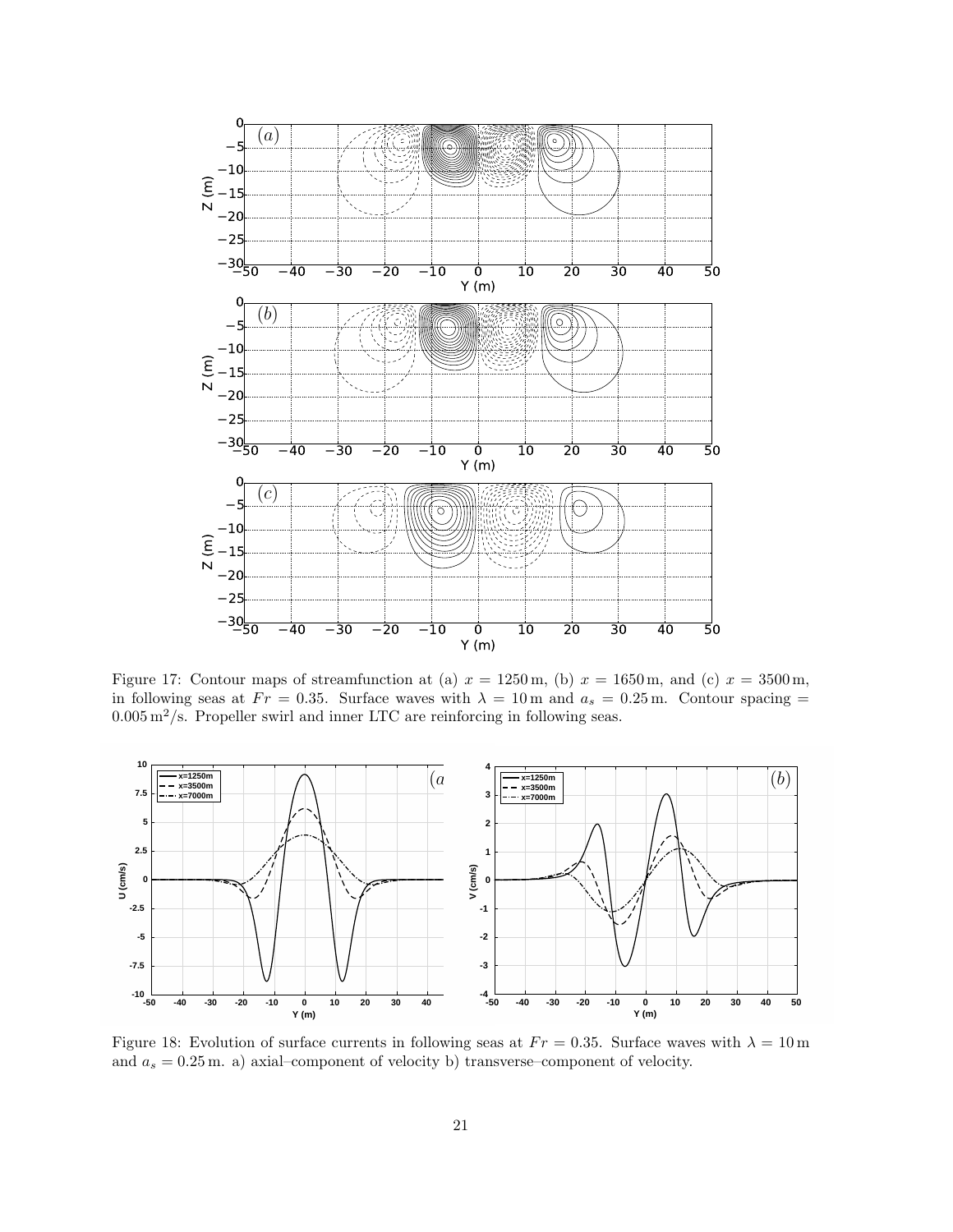Figure 17: Contour maps of streamfunction at (a) $x = 1250\,\mathrm{m}$, (b) $x = 1650\,\mathrm{m}$, and (c) $x = 3500\,\mathrm{m}$, in following seas at $Fr = 0.35$. Surface waves with $\lambda = 10\,\mathrm{m}$ and $a_s = 0.25\,\mathrm{m}$. Contour spacing = $0.005\,\mathrm{m}^2/\mathrm{s}$. Propeller swirl and inner LTC are reinforcing in following seas.

Figure 18: Evolution of surface currents in following seas at $Fr = 0.35$. Surface waves with $\lambda = 10\,\mathrm{m}$ and $a_s = 0.25\,\mathrm{m}$. a) axial–component of velocity b) transverse–component of velocity.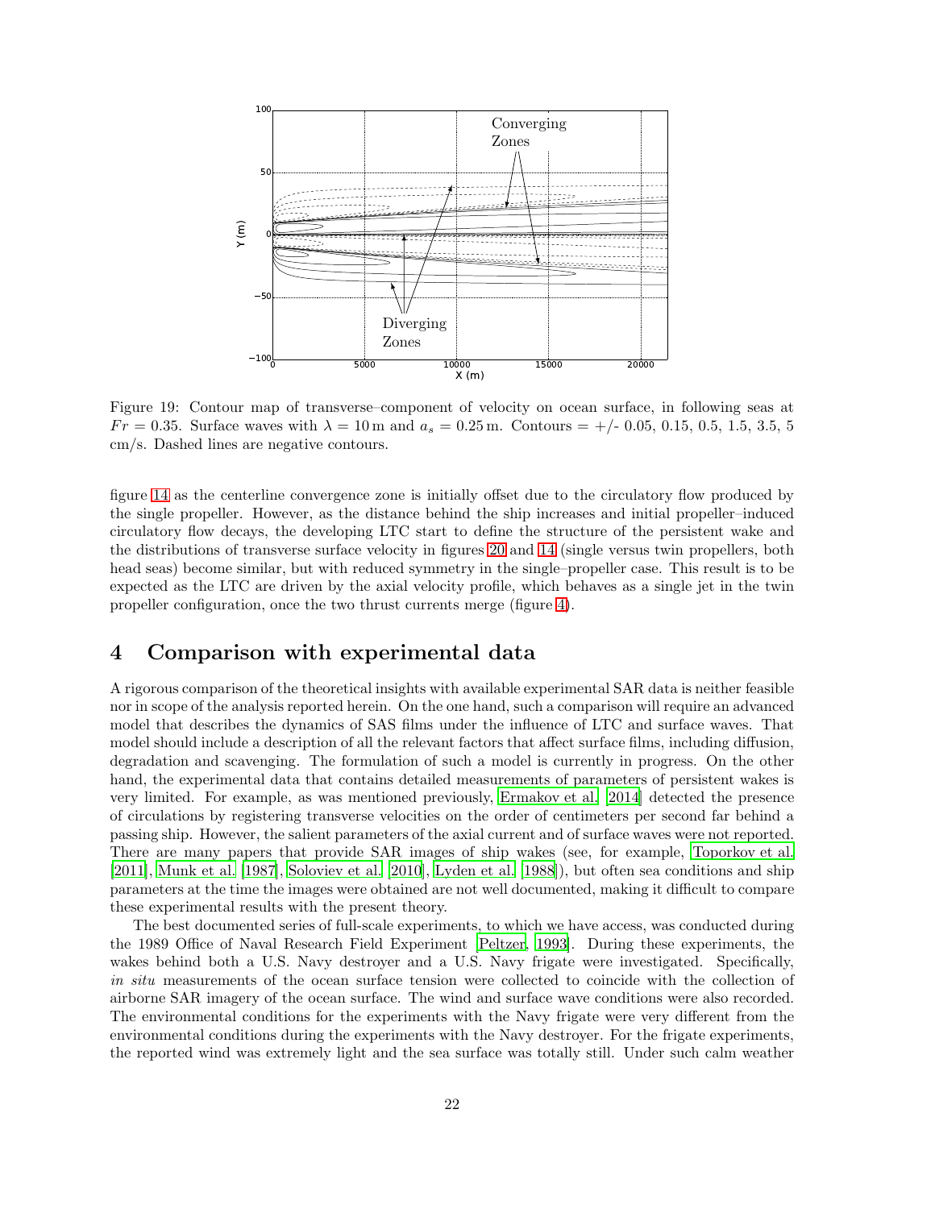Figure 19: Contour map of transverse–component of velocity on ocean surface, in following seas at $Fr = 0.35$. Surface waves with $\lambda = 10\,\text{m}$ and $a_s = 0.25\,\text{m}$. Contours = +/- 0.05, 0.15, 0.5, 1.5, 3.5, 5 cm/s. Dashed lines are negative contours.

figure 14 as the centerline convergence zone is initially offset due to the circulatory flow produced by the single propeller. However, as the distance behind the ship increases and initial propeller–induced circulatory flow decays, the developing LTC start to define the structure of the persistent wake and the distributions of transverse surface velocity in figures 20 and 14 (single versus twin propellers, both head seas) become similar, but with reduced symmetry in the single–propeller case. This result is to be expected as the LTC are driven by the axial velocity profile, which behaves as a single jet in the twin propeller configuration, once the two thrust currents merge (figure 4).

## 4 Comparison with experimental data

A rigorous comparison of the theoretical insights with available experimental SAR data is neither feasible nor in scope of the analysis reported herein. On the one hand, such a comparison will require an advanced model that describes the dynamics of SAS films under the influence of LTC and surface waves. That model should include a description of all the relevant factors that affect surface films, including diffusion, degradation and scavenging. The formulation of such a model is currently in progress. On the other hand, the experimental data that contains detailed measurements of parameters of persistent wakes is very limited. For example, as was mentioned previously, Ermakov et al. [2014] detected the presence of circulations by registering transverse velocities on the order of centimeters per second far behind a passing ship. However, the salient parameters of the axial current and of surface waves were not reported. There are many papers that provide SAR images of ship wakes (see, for example, Toporkov et al. [2011], Munk et al. [1987], Soloviev et al. [2010], Lyden et al. [1988]), but often sea conditions and ship parameters at the time the images were obtained are not well documented, making it difficult to compare these experimental results with the present theory.

The best documented series of full-scale experiments, to which we have access, was conducted during the 1989 Office of Naval Research Field Experiment [Peltzer, 1993]. During these experiments, the wakes behind both a U.S. Navy destroyer and a U.S. Navy frigate were investigated. Specifically, *in situ* measurements of the ocean surface tension were collected to coincide with the collection of airborne SAR imagery of the ocean surface. The wind and surface wave conditions were also recorded. The environmental conditions for the experiments with the Navy frigate were very different from the environmental conditions during the experiments with the Navy destroyer. For the frigate experiments, the reported wind was extremely light and the sea surface was totally still. Under such calm weather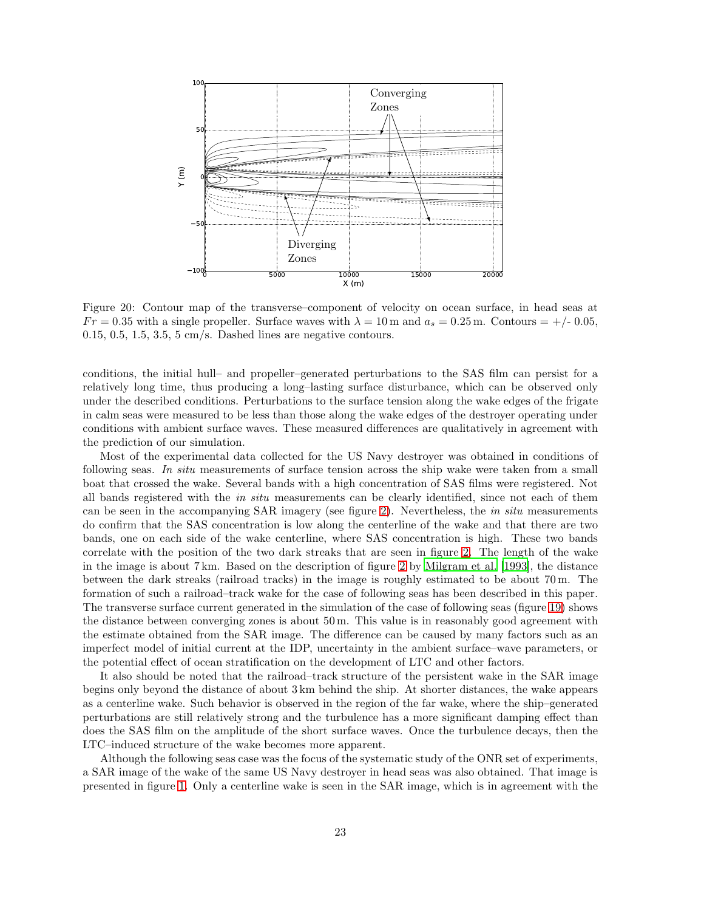Figure 20: Contour map of the transverse–component of velocity on ocean surface, in head seas at $Fr = 0.35$ with a single propeller. Surface waves with $\lambda = 10\,\mathrm{m}$ and $a_s = 0.25\,\mathrm{m}$. Contours = +/- 0.05, 0.15, 0.5, 1.5, 3.5, 5 cm/s. Dashed lines are negative contours.

conditions, the initial hull– and propeller–generated perturbations to the SAS film can persist for a relatively long time, thus producing a long–lasting surface disturbance, which can be observed only under the described conditions. Perturbations to the surface tension along the wake edges of the frigate in calm seas were measured to be less than those along the wake edges of the destroyer operating under conditions with ambient surface waves. These measured differences are qualitatively in agreement with the prediction of our simulation.

Most of the experimental data collected for the US Navy destroyer was obtained in conditions of following seas. *In situ* measurements of surface tension across the ship wake were taken from a small boat that crossed the wake. Several bands with a high concentration of SAS films were registered. Not all bands registered with the *in situ* measurements can be clearly identified, since not each of them can be seen in the accompanying SAR imagery (see figure 2). Nevertheless, the *in situ* measurements do confirm that the SAS concentration is low along the centerline of the wake and that there are two bands, one on each side of the wake centerline, where SAS concentration is high. These two bands correlate with the position of the two dark streaks that are seen in figure 2. The length of the wake in the image is about 7 km. Based on the description of figure 2 by Milgram et al. [1993], the distance between the dark streaks (railroad tracks) in the image is roughly estimated to be about 70 m. The formation of such a railroad–track wake for the case of following seas has been described in this paper. The transverse surface current generated in the simulation of the case of following seas (figure 19) shows the distance between converging zones is about 50 m. This value is in reasonably good agreement with the estimate obtained from the SAR image. The difference can be caused by many factors such as an imperfect model of initial current at the IDP, uncertainty in the ambient surface–wave parameters, or the potential effect of ocean stratification on the development of LTC and other factors.

It also should be noted that the railroad–track structure of the persistent wake in the SAR image begins only beyond the distance of about 3 km behind the ship. At shorter distances, the wake appears as a centerline wake. Such behavior is observed in the region of the far wake, where the ship–generated perturbations are still relatively strong and the turbulence has a more significant damping effect than does the SAS film on the amplitude of the short surface waves. Once the turbulence decays, then the LTC–induced structure of the wake becomes more apparent.

Although the following seas case was the focus of the systematic study of the ONR set of experiments, a SAR image of the wake of the same US Navy destroyer in head seas was also obtained. That image is presented in figure 1. Only a centerline wake is seen in the SAR image, which is in agreement with the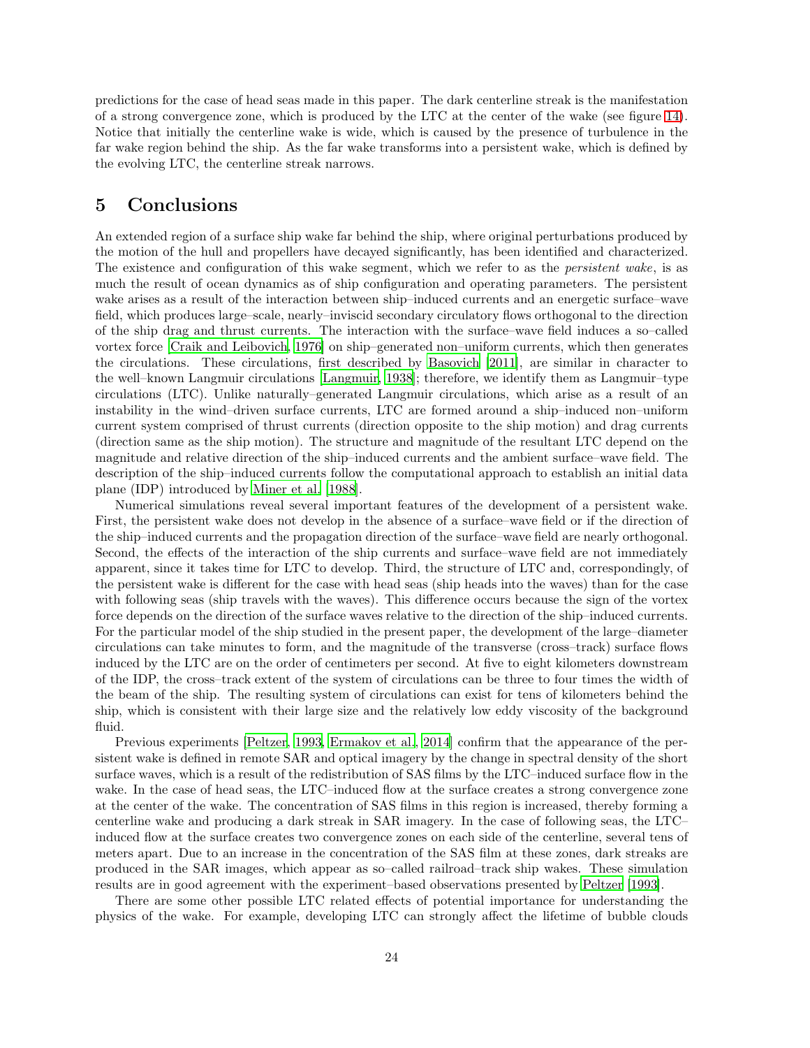predictions for the case of head seas made in this paper. The dark centerline streak is the manifestation of a strong convergence zone, which is produced by the LTC at the center of the wake (see figure 14). Notice that initially the centerline wake is wide, which is caused by the presence of turbulence in the far wake region behind the ship. As the far wake transforms into a persistent wake, which is defined by the evolving LTC, the centerline streak narrows.

# 5 Conclusions

An extended region of a surface ship wake far behind the ship, where original perturbations produced by the motion of the hull and propellers have decayed significantly, has been identified and characterized. The existence and configuration of this wake segment, which we refer to as the *persistent wake*, is as much the result of ocean dynamics as of ship configuration and operating parameters. The persistent wake arises as a result of the interaction between ship–induced currents and an energetic surface–wave field, which produces large–scale, nearly–inviscid secondary circulatory flows orthogonal to the direction of the ship drag and thrust currents. The interaction with the surface–wave field induces a so–called vortex force [Craik and Leibovich, 1976] on ship–generated non–uniform currents, which then generates the circulations. These circulations, first described by Basovich [2011], are similar in character to the well–known Langmuir circulations [Langmuir, 1938]; therefore, we identify them as Langmuir–type circulations (LTC). Unlike naturally–generated Langmuir circulations, which arise as a result of an instability in the wind–driven surface currents, LTC are formed around a ship–induced non–uniform current system comprised of thrust currents (direction opposite to the ship motion) and drag currents (direction same as the ship motion). The structure and magnitude of the resultant LTC depend on the magnitude and relative direction of the ship–induced currents and the ambient surface–wave field. The description of the ship–induced currents follow the computational approach to establish an initial data plane (IDP) introduced by Miner et al. [1988].

Numerical simulations reveal several important features of the development of a persistent wake. First, the persistent wake does not develop in the absence of a surface–wave field or if the direction of the ship–induced currents and the propagation direction of the surface–wave field are nearly orthogonal. Second, the effects of the interaction of the ship currents and surface–wave field are not immediately apparent, since it takes time for LTC to develop. Third, the structure of LTC and, correspondingly, of the persistent wake is different for the case with head seas (ship heads into the waves) than for the case with following seas (ship travels with the waves). This difference occurs because the sign of the vortex force depends on the direction of the surface waves relative to the direction of the ship–induced currents. For the particular model of the ship studied in the present paper, the development of the large–diameter circulations can take minutes to form, and the magnitude of the transverse (cross–track) surface flows induced by the LTC are on the order of centimeters per second. At five to eight kilometers downstream of the IDP, the cross–track extent of the system of circulations can be three to four times the width of the beam of the ship. The resulting system of circulations can exist for tens of kilometers behind the ship, which is consistent with their large size and the relatively low eddy viscosity of the background fluid.

Previous experiments [Peltzer, 1993, Ermakov et al., 2014] confirm that the appearance of the persistent wake is defined in remote SAR and optical imagery by the change in spectral density of the short surface waves, which is a result of the redistribution of SAS films by the LTC–induced surface flow in the wake. In the case of head seas, the LTC–induced flow at the surface creates a strong convergence zone at the center of the wake. The concentration of SAS films in this region is increased, thereby forming a centerline wake and producing a dark streak in SAR imagery. In the case of following seas, the LTC–induced flow at the surface creates two convergence zones on each side of the centerline, several tens of meters apart. Due to an increase in the concentration of the SAS film at these zones, dark streaks are produced in the SAR images, which appear as so–called railroad–track ship wakes. These simulation results are in good agreement with the experiment–based observations presented by Peltzer [1993].

There are some other possible LTC related effects of potential importance for understanding the physics of the wake. For example, developing LTC can strongly affect the lifetime of bubble clouds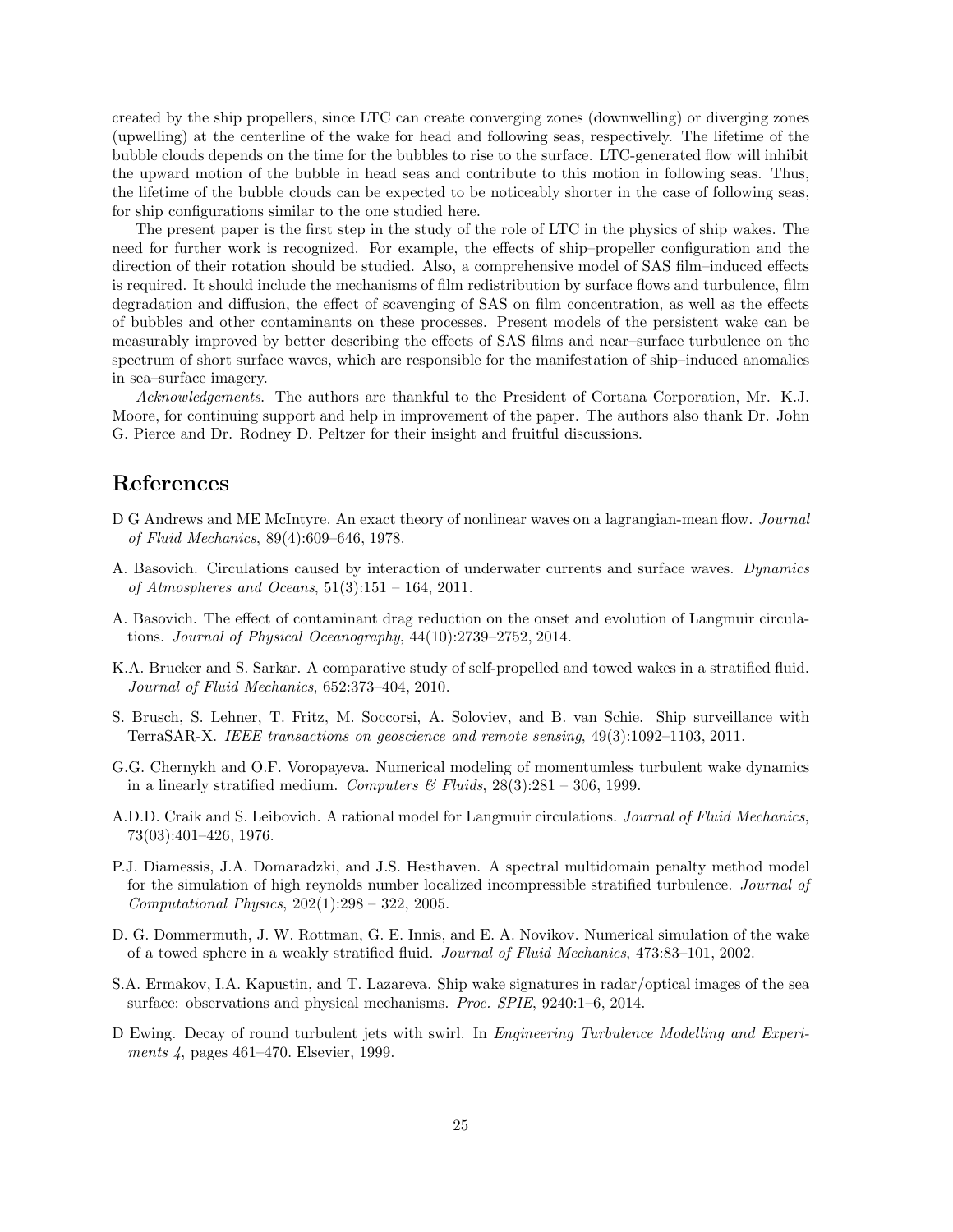created by the ship propellers, since LTC can create converging zones (downwelling) or diverging zones (upwelling) at the centerline of the wake for head and following seas, respectively. The lifetime of the bubble clouds depends on the time for the bubbles to rise to the surface. LTC-generated flow will inhibit the upward motion of the bubble in head seas and contribute to this motion in following seas. Thus, the lifetime of the bubble clouds can be expected to be noticeably shorter in the case of following seas, for ship configurations similar to the one studied here.

The present paper is the first step in the study of the role of LTC in the physics of ship wakes. The need for further work is recognized. For example, the effects of ship–propeller configuration and the direction of their rotation should be studied. Also, a comprehensive model of SAS film–induced effects is required. It should include the mechanisms of film redistribution by surface flows and turbulence, film degradation and diffusion, the effect of scavenging of SAS on film concentration, as well as the effects of bubbles and other contaminants on these processes. Present models of the persistent wake can be measurably improved by better describing the effects of SAS films and near–surface turbulence on the spectrum of short surface waves, which are responsible for the manifestation of ship–induced anomalies in sea–surface imagery.

*Acknowledgements.* The authors are thankful to the President of Cortana Corporation, Mr. K.J. Moore, for continuing support and help in improvement of the paper. The authors also thank Dr. John G. Pierce and Dr. Rodney D. Peltzer for their insight and fruitful discussions.

# References

D G Andrews and ME McIntyre. An exact theory of nonlinear waves on a lagrangian-mean flow. *Journal of Fluid Mechanics*, 89(4):609–646, 1978.

A. Basovich. Circulations caused by interaction of underwater currents and surface waves. *Dynamics of Atmospheres and Oceans*, 51(3):151 – 164, 2011.

A. Basovich. The effect of contaminant drag reduction on the onset and evolution of Langmuir circulations. *Journal of Physical Oceanography*, 44(10):2739–2752, 2014.

K.A. Brucker and S. Sarkar. A comparative study of self-propelled and towed wakes in a stratified fluid. *Journal of Fluid Mechanics*, 652:373–404, 2010.

S. Brusch, S. Lehner, T. Fritz, M. Soccorsi, A. Soloviev, and B. van Schie. Ship surveillance with TerraSAR-X. *IEEE transactions on geoscience and remote sensing*, 49(3):1092–1103, 2011.

G.G. Chernykh and O.F. Voropayeva. Numerical modeling of momentumless turbulent wake dynamics in a linearly stratified medium. *Computers & Fluids*, 28(3):281 – 306, 1999.

A.D.D. Craik and S. Leibovich. A rational model for Langmuir circulations. *Journal of Fluid Mechanics*, 73(03):401–426, 1976.

P.J. Diamessis, J.A. Domaradzki, and J.S. Hesthaven. A spectral multidomain penalty method model for the simulation of high reynolds number localized incompressible stratified turbulence. *Journal of Computational Physics*, 202(1):298 – 322, 2005.

D. G. Dommermuth, J. W. Rottman, G. E. Innis, and E. A. Novikov. Numerical simulation of the wake of a towed sphere in a weakly stratified fluid. *Journal of Fluid Mechanics*, 473:83–101, 2002.

S.A. Ermakov, I.A. Kapustin, and T. Lazareva. Ship wake signatures in radar/optical images of the sea surface: observations and physical mechanisms. *Proc. SPIE*, 9240:1–6, 2014.

D Ewing. Decay of round turbulent jets with swirl. In *Engineering Turbulence Modelling and Experiments 4*, pages 461–470. Elsevier, 1999.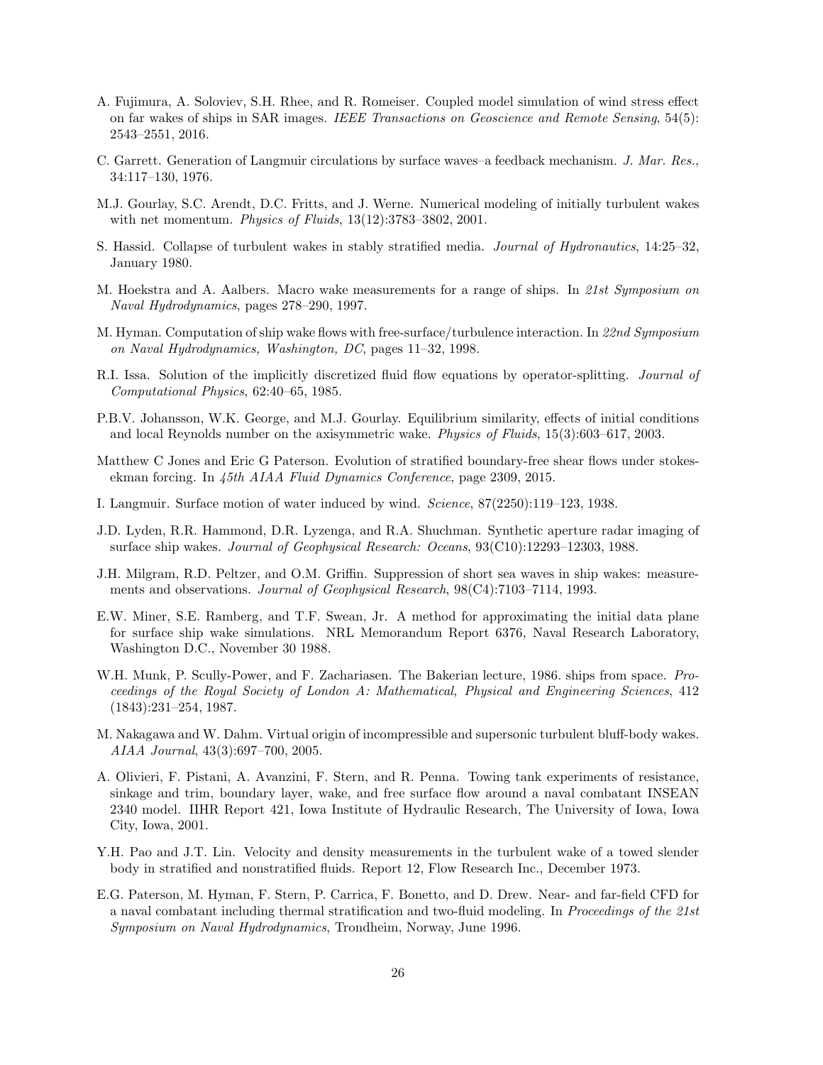A. Fujimura, A. Soloviev, S.H. Rhee, and R. Romeiser. Coupled model simulation of wind stress effect on far wakes of ships in SAR images. *IEEE Transactions on Geoscience and Remote Sensing*, 54(5): 2543–2551, 2016.

C. Garrett. Generation of Langmuir circulations by surface waves–a feedback mechanism. *J. Mar. Res.*, 34:117–130, 1976.

M.J. Gourlay, S.C. Arendt, D.C. Fritts, and J. Werne. Numerical modeling of initially turbulent wakes with net momentum. *Physics of Fluids*, 13(12):3783–3802, 2001.

S. Hassid. Collapse of turbulent wakes in stably stratified media. *Journal of Hydronautics*, 14:25–32, January 1980.

M. Hoekstra and A. Aalbers. Macro wake measurements for a range of ships. In *21st Symposium on Naval Hydrodynamics*, pages 278–290, 1997.

M. Hyman. Computation of ship wake flows with free-surface/turbulence interaction. In *22nd Symposium on Naval Hydrodynamics, Washington, DC*, pages 11–32, 1998.

R.I. Issa. Solution of the implicitly discretized fluid flow equations by operator-splitting. *Journal of Computational Physics*, 62:40–65, 1985.

P.B.V. Johansson, W.K. George, and M.J. Gourlay. Equilibrium similarity, effects of initial conditions and local Reynolds number on the axisymmetric wake. *Physics of Fluids*, 15(3):603–617, 2003.

Matthew C Jones and Eric G Paterson. Evolution of stratified boundary-free shear flows under stokes-ekman forcing. In *45th AIAA Fluid Dynamics Conference*, page 2309, 2015.

I. Langmuir. Surface motion of water induced by wind. *Science*, 87(2250):119–123, 1938.

J.D. Lyden, R.R. Hammond, D.R. Lyzenga, and R.A. Shuchman. Synthetic aperture radar imaging of surface ship wakes. *Journal of Geophysical Research: Oceans*, 93(C10):12293–12303, 1988.

J.H. Milgram, R.D. Peltzer, and O.M. Griffin. Suppression of short sea waves in ship wakes: measurements and observations. *Journal of Geophysical Research*, 98(C4):7103–7114, 1993.

E.W. Miner, S.E. Ramberg, and T.F. Swean, Jr. A method for approximating the initial data plane for surface ship wake simulations. NRL Memorandum Report 6376, Naval Research Laboratory, Washington D.C., November 30 1988.

W.H. Munk, P. Scully-Power, and F. Zachariasen. The Bakerian lecture, 1986. ships from space. *Proceedings of the Royal Society of London A: Mathematical, Physical and Engineering Sciences*, 412 (1843):231–254, 1987.

M. Nakagawa and W. Dahm. Virtual origin of incompressible and supersonic turbulent bluff-body wakes. *AIAA Journal*, 43(3):697–700, 2005.

A. Olivieri, F. Pistani, A. Avanzini, F. Stern, and R. Penna. Towing tank experiments of resistance, sinkage and trim, boundary layer, wake, and free surface flow around a naval combatant INSEAN 2340 model. IIHR Report 421, Iowa Institute of Hydraulic Research, The University of Iowa, Iowa City, Iowa, 2001.

Y.H. Pao and J.T. Lin. Velocity and density measurements in the turbulent wake of a towed slender body in stratified and nonstratified fluids. Report 12, Flow Research Inc., December 1973.

E.G. Paterson, M. Hyman, F. Stern, P. Carrica, F. Bonetto, and D. Drew. Near- and far-field CFD for a naval combatant including thermal stratification and two-fluid modeling. In *Proceedings of the 21st Symposium on Naval Hydrodynamics*, Trondheim, Norway, June 1996.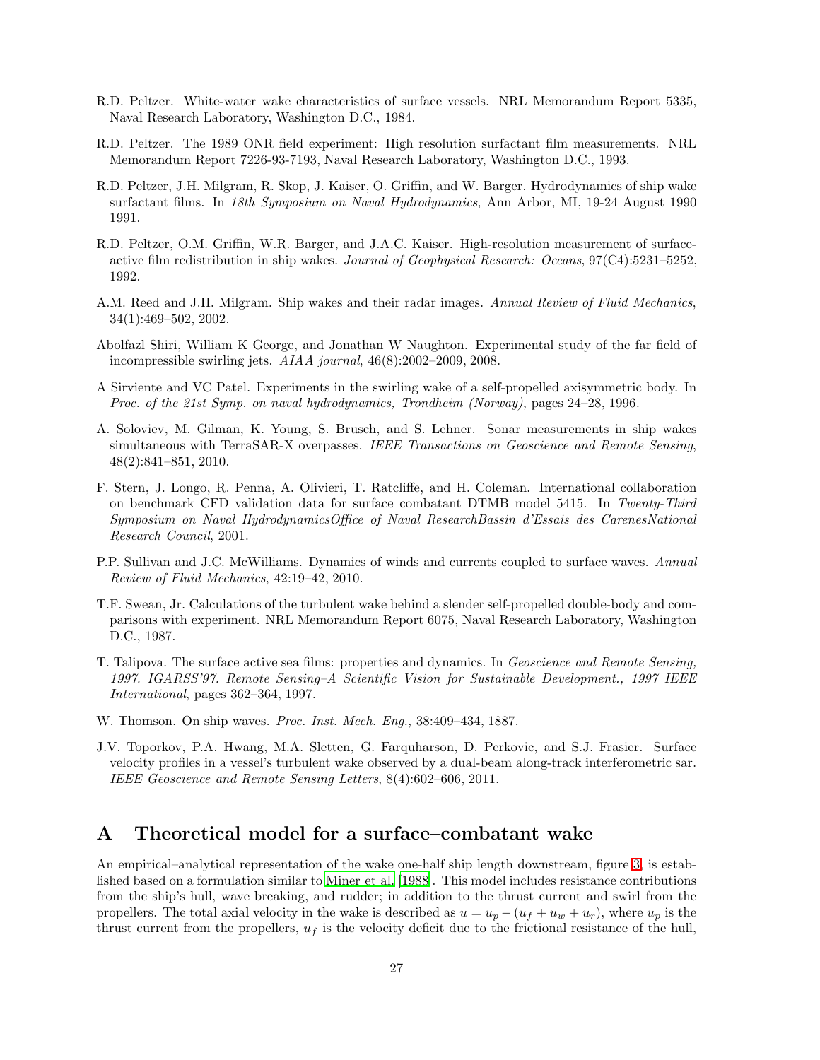R.D. Peltzer. White-water wake characteristics of surface vessels. NRL Memorandum Report 5335, Naval Research Laboratory, Washington D.C., 1984.

R.D. Peltzer. The 1989 ONR field experiment: High resolution surfactant film measurements. NRL Memorandum Report 7226-93-7193, Naval Research Laboratory, Washington D.C., 1993.

R.D. Peltzer, J.H. Milgram, R. Skop, J. Kaiser, O. Griffin, and W. Barger. Hydrodynamics of ship wake surfactant films. In *18th Symposium on Naval Hydrodynamics*, Ann Arbor, MI, 19-24 August 1990 1991.

R.D. Peltzer, O.M. Griffin, W.R. Barger, and J.A.C. Kaiser. High-resolution measurement of surface-active film redistribution in ship wakes. *Journal of Geophysical Research: Oceans*, 97(C4):5231–5252, 1992.

A.M. Reed and J.H. Milgram. Ship wakes and their radar images. *Annual Review of Fluid Mechanics*, 34(1):469–502, 2002.

Abolfazl Shiri, William K George, and Jonathan W Naughton. Experimental study of the far field of incompressible swirling jets. *AIAA journal*, 46(8):2002–2009, 2008.

A Sirviente and VC Patel. Experiments in the swirling wake of a self-propelled axisymmetric body. In *Proc. of the 21st Symp. on naval hydrodynamics, Trondheim (Norway)*, pages 24–28, 1996.

A. Soloviev, M. Gilman, K. Young, S. Brusch, and S. Lehner. Sonar measurements in ship wakes simultaneous with TerraSAR-X overpasses. *IEEE Transactions on Geoscience and Remote Sensing*, 48(2):841–851, 2010.

F. Stern, J. Longo, R. Penna, A. Olivieri, T. Ratcliffe, and H. Coleman. International collaboration on benchmark CFD validation data for surface combatant DTMB model 5415. In *Twenty-Third Symposium on Naval HydrodynamicsOffice of Naval ResearchBassin d'Essais des CarenesNational Research Council*, 2001.

P.P. Sullivan and J.C. McWilliams. Dynamics of winds and currents coupled to surface waves. *Annual Review of Fluid Mechanics*, 42:19–42, 2010.

T.F. Swean, Jr. Calculations of the turbulent wake behind a slender self-propelled double-body and comparisons with experiment. NRL Memorandum Report 6075, Naval Research Laboratory, Washington D.C., 1987.

T. Talipova. The surface active sea films: properties and dynamics. In *Geoscience and Remote Sensing, 1997. IGARSS'97. Remote Sensing–A Scientific Vision for Sustainable Development., 1997 IEEE International*, pages 362–364, 1997.

W. Thomson. On ship waves. *Proc. Inst. Mech. Eng.*, 38:409–434, 1887.

J.V. Toporkov, P.A. Hwang, M.A. Sletten, G. Farquharson, D. Perkovic, and S.J. Frasier. Surface velocity profiles in a vessel's turbulent wake observed by a dual-beam along-track interferometric sar. *IEEE Geoscience and Remote Sensing Letters*, 8(4):602–606, 2011.

# A Theoretical model for a surface–combatant wake

An empirical–analytical representation of the wake one-half ship length downstream, figure 3, is established based on a formulation similar to Miner et al. [1988]. This model includes resistance contributions from the ship's hull, wave breaking, and rudder; in addition to the thrust current and swirl from the propellers. The total axial velocity in the wake is described as $u = u_p - (u_f + u_w + u_r)$, where $u_p$ is the thrust current from the propellers, $u_f$ is the velocity deficit due to the frictional resistance of the hull,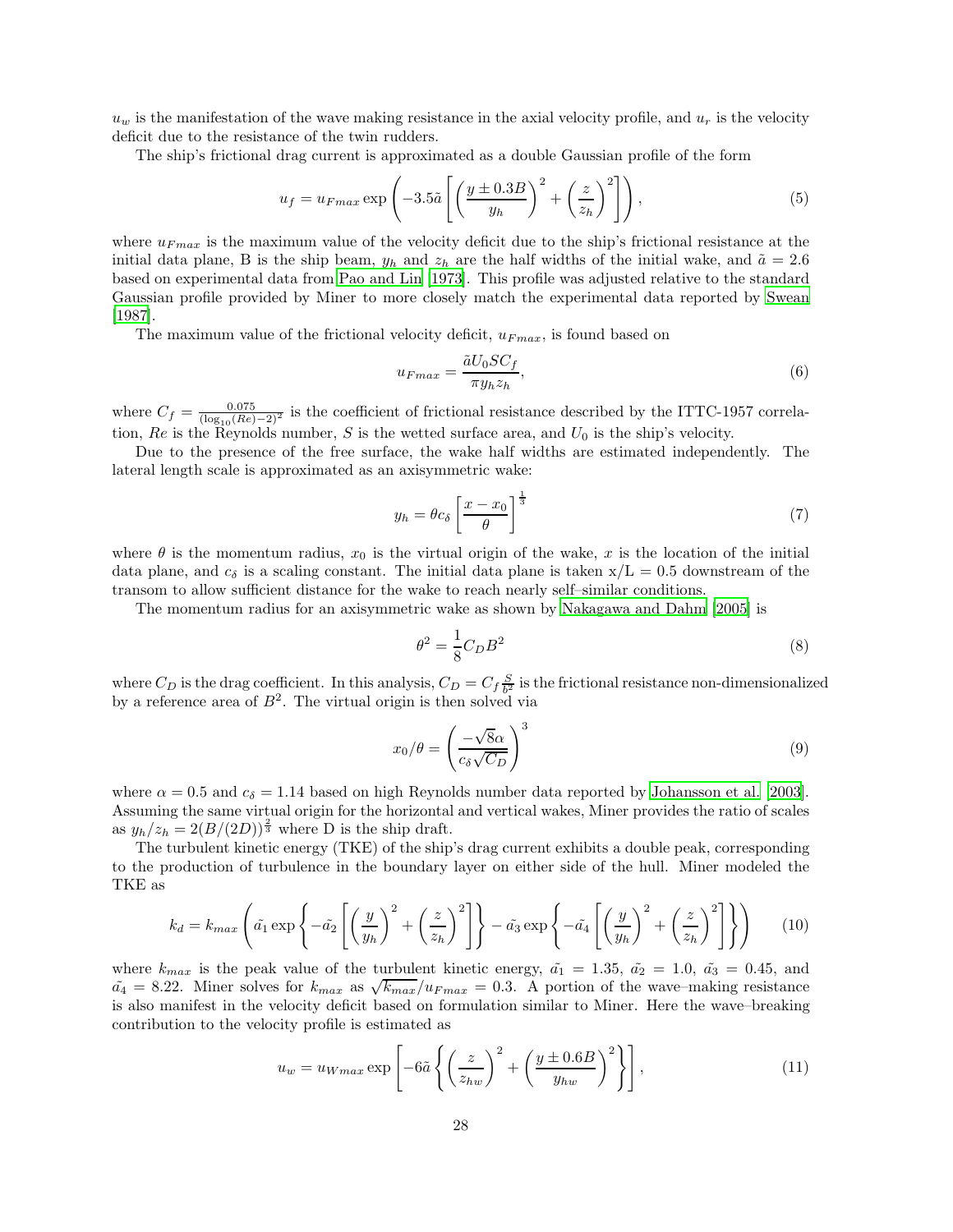$u_w$ is the manifestation of the wave making resistance in the axial velocity profile, and $u_r$ is the velocity deficit due to the resistance of the twin rudders.

The ship's frictional drag current is approximated as a double Gaussian profile of the form

$$u_f = u_{Fmax} \exp\left(-3.5\tilde{a}\left[\left(\frac{y \pm 0.3B}{y_h}\right)^2 + \left(\frac{z}{z_h}\right)^2\right]\right), \tag{5}$$

where $u_{Fmax}$ is the maximum value of the velocity deficit due to the ship's frictional resistance at the initial data plane, B is the ship beam, $y_h$ and $z_h$ are the half widths of the initial wake, and $\tilde{a} = 2.6$ based on experimental data from Pao and Lin [1973]. This profile was adjusted relative to the standard Gaussian profile provided by Miner to more closely match the experimental data reported by Swean [1987].

The maximum value of the frictional velocity deficit, $u_{Fmax}$, is found based on

$$u_{Fmax} = \frac{\tilde{a}U_0 S C_f}{\pi y_h z_h}, \tag{6}$$

where $C_f = \frac{0.075}{(\log_{10}(Re)-2)^2}$ is the coefficient of frictional resistance described by the ITTC-1957 correlation, $Re$ is the Reynolds number, $S$ is the wetted surface area, and $U_0$ is the ship's velocity.

Due to the presence of the free surface, the wake half widths are estimated independently. The lateral length scale is approximated as an axisymmetric wake:

$$y_h = \theta c_\delta \left[\frac{x - x_0}{\theta}\right]^{\frac{1}{3}} \tag{7}$$

where $\theta$ is the momentum radius, $x_0$ is the virtual origin of the wake, $x$ is the location of the initial data plane, and $c_\delta$ is a scaling constant. The initial data plane is taken x/L = 0.5 downstream of the transom to allow sufficient distance for the wake to reach nearly self–similar conditions.

The momentum radius for an axisymmetric wake as shown by Nakagawa and Dahm [2005] is

$$\theta^2 = \frac{1}{8} C_D B^2 \tag{8}$$

where $C_D$ is the drag coefficient. In this analysis, $C_D = C_f \frac{S}{B^2}$ is the frictional resistance non-dimensionalized by a reference area of $B^2$. The virtual origin is then solved via

$$x_0/\theta = \left(\frac{-\sqrt{8}\alpha}{c_\delta \sqrt{C_D}}\right)^3 \tag{9}$$

where $\alpha = 0.5$ and $c_\delta = 1.14$ based on high Reynolds number data reported by Johansson et al. [2003]. Assuming the same virtual origin for the horizontal and vertical wakes, Miner provides the ratio of scales as $y_h/z_h = 2(B/(2D))^{\frac{2}{3}}$ where D is the ship draft.

The turbulent kinetic energy (TKE) of the ship's drag current exhibits a double peak, corresponding to the production of turbulence in the boundary layer on either side of the hull. Miner modeled the TKE as

$$k_d = k_{max}\left(\tilde{a_1}\exp\left\{-\tilde{a_2}\left[\left(\frac{y}{y_h}\right)^2 + \left(\frac{z}{z_h}\right)^2\right]\right\} - \tilde{a_3}\exp\left\{-\tilde{a_4}\left[\left(\frac{y}{y_h}\right)^2 + \left(\frac{z}{z_h}\right)^2\right]\right\}\right) \tag{10}$$

where $k_{max}$ is the peak value of the turbulent kinetic energy, $\tilde{a_1} = 1.35$, $\tilde{a_2} = 1.0$, $\tilde{a_3} = 0.45$, and $\tilde{a_4} = 8.22$. Miner solves for $k_{max}$ as $\sqrt{k_{max}}/u_{Fmax} = 0.3$. A portion of the wave–making resistance is also manifest in the velocity deficit based on formulation similar to Miner. Here the wave–breaking contribution to the velocity profile is estimated as

$$u_w = u_{Wmax} \exp\left[-6\tilde{a}\left\{\left(\frac{z}{z_{hw}}\right)^2 + \left(\frac{y \pm 0.6B}{y_{hw}}\right)^2\right\}\right], \tag{11}$$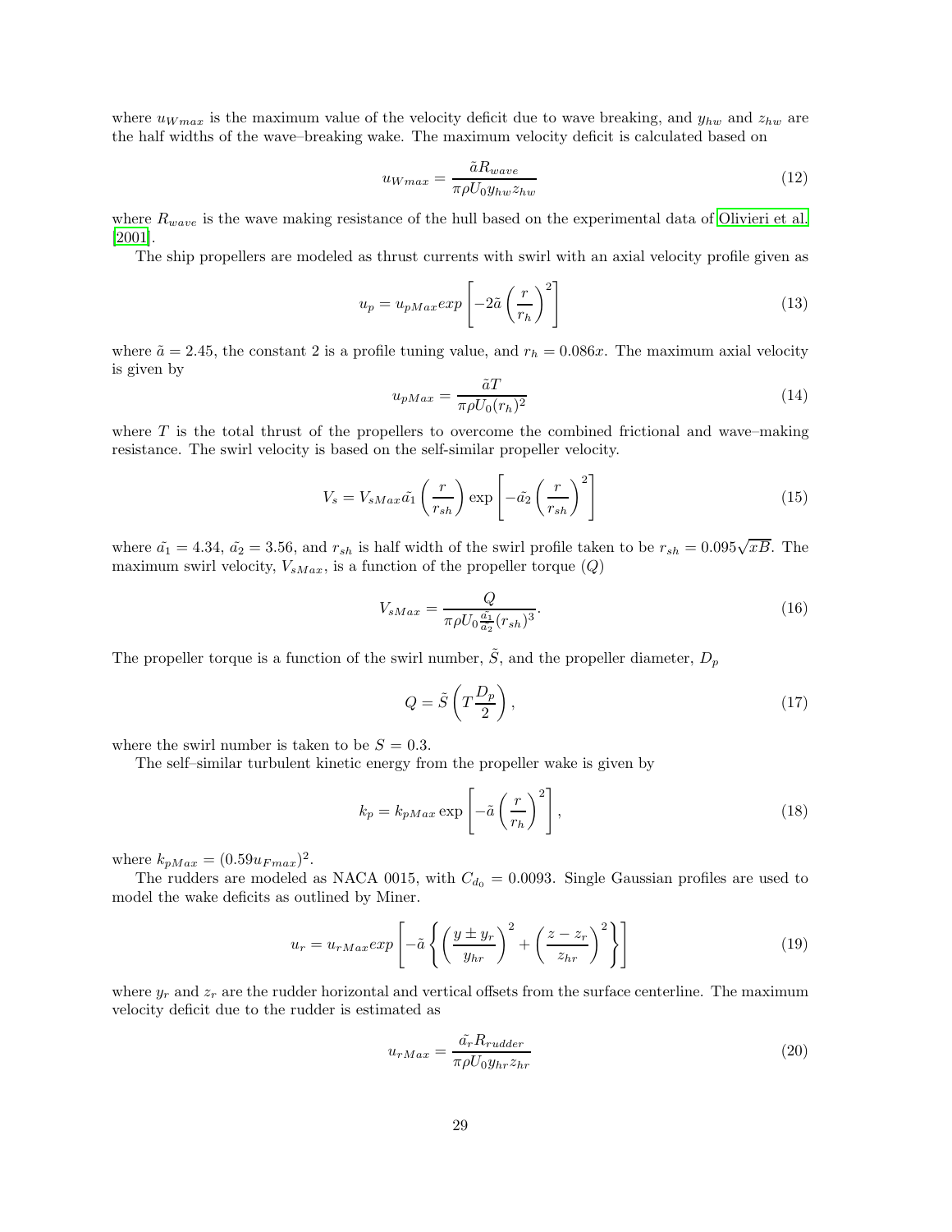where $u_{Wmax}$ is the maximum value of the velocity deficit due to wave breaking, and $y_{hw}$ and $z_{hw}$ are the half widths of the wave–breaking wake. The maximum velocity deficit is calculated based on

$$u_{Wmax} = \frac{\tilde{a} R_{wave}}{\pi \rho U_0 y_{hw} z_{hw}} \tag{12}$$

where $R_{wave}$ is the wave making resistance of the hull based on the experimental data of Olivieri et al. [2001].

The ship propellers are modeled as thrust currents with swirl with an axial velocity profile given as

$$u_p = u_{pMax} exp\left[-2\tilde{a}\left(\frac{r}{r_h}\right)^2\right] \tag{13}$$

where $\tilde{a} = 2.45$, the constant 2 is a profile tuning value, and $r_h = 0.086x$. The maximum axial velocity is given by

$$u_{pMax} = \frac{\tilde{a} T}{\pi \rho U_0 (r_h)^2} \tag{14}$$

where $T$ is the total thrust of the propellers to overcome the combined frictional and wave–making resistance. The swirl velocity is based on the self-similar propeller velocity.

$$V_s = V_{sMax} \tilde{a_1} \left(\frac{r}{r_{sh}}\right) \exp\left[-\tilde{a_2}\left(\frac{r}{r_{sh}}\right)^2\right] \tag{15}$$

where $\tilde{a_1} = 4.34$, $\tilde{a_2} = 3.56$, and $r_{sh}$ is half width of the swirl profile taken to be $r_{sh} = 0.095\sqrt{xB}$. The maximum swirl velocity, $V_{sMax}$, is a function of the propeller torque ($Q$)

$$V_{sMax} = \frac{Q}{\pi \rho U_0 \frac{\tilde{a_1}}{\tilde{a_2}} (r_{sh})^3}. \tag{16}$$

The propeller torque is a function of the swirl number, $\tilde{S}$, and the propeller diameter, $D_p$

$$Q = \tilde{S}\left(T \frac{D_p}{2}\right), \tag{17}$$

where the swirl number is taken to be $S = 0.3$.

The self–similar turbulent kinetic energy from the propeller wake is given by

$$k_p = k_{pMax} \exp\left[-\tilde{a}\left(\frac{r}{r_h}\right)^2\right], \tag{18}$$

where $k_{pMax} = (0.59 u_{Fmax})^2$.

The rudders are modeled as NACA 0015, with $C_{d_0} = 0.0093$. Single Gaussian profiles are used to model the wake deficits as outlined by Miner.

$$u_r = u_{rMax} exp\left[-\tilde{a}\left\{\left(\frac{y \pm y_r}{y_{hr}}\right)^2 + \left(\frac{z - z_r}{z_{hr}}\right)^2\right\}\right] \tag{19}$$

where $y_r$ and $z_r$ are the rudder horizontal and vertical offsets from the surface centerline. The maximum velocity deficit due to the rudder is estimated as

$$u_{rMax} = \frac{\tilde{a_r} R_{rudder}}{\pi \rho U_0 y_{hr} z_{hr}} \tag{20}$$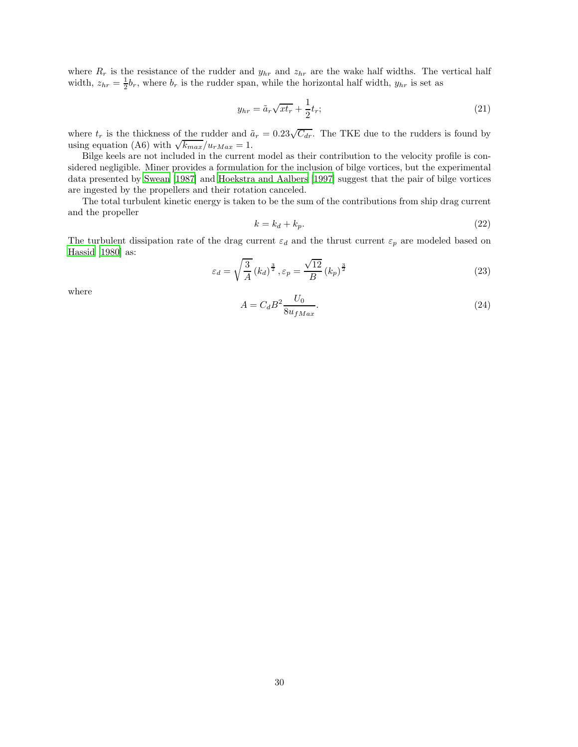where $R_r$ is the resistance of the rudder and $y_{hr}$ and $z_{hr}$ are the wake half widths. The vertical half width, $z_{hr} = \frac{1}{2}b_r$, where $b_r$ is the rudder span, while the horizontal half width, $y_{hr}$ is set as

$$y_{hr} = \tilde{a}_r \sqrt{x t_r} + \frac{1}{2} t_r; \tag{21}$$

where $t_r$ is the thickness of the rudder and $\tilde{a}_r = 0.23\sqrt{C_{dr}}$. The TKE due to the rudders is found by using equation (A6) with $\sqrt{k_{max}}/u_{rMax} = 1$.

Bilge keels are not included in the current model as their contribution to the velocity profile is considered negligible. Miner provides a formulation for the inclusion of bilge vortices, but the experimental data presented by Swean [1987] and Hoekstra and Aalbers [1997] suggest that the pair of bilge vortices are ingested by the propellers and their rotation canceled.

The total turbulent kinetic energy is taken to be the sum of the contributions from ship drag current and the propeller

$$k = k_d + k_p. \tag{22}$$

The turbulent dissipation rate of the drag current $\varepsilon_d$ and the thrust current $\varepsilon_p$ are modeled based on Hassid [1980] as:

$$\varepsilon_d = \sqrt{\frac{3}{A}} (k_d)^{\frac{3}{2}}, \varepsilon_p = \frac{\sqrt{12}}{B} (k_p)^{\frac{3}{2}} \tag{23}$$

where

$$A = C_d B^2 \frac{U_0}{8 u_{fMax}}. \tag{24}$$